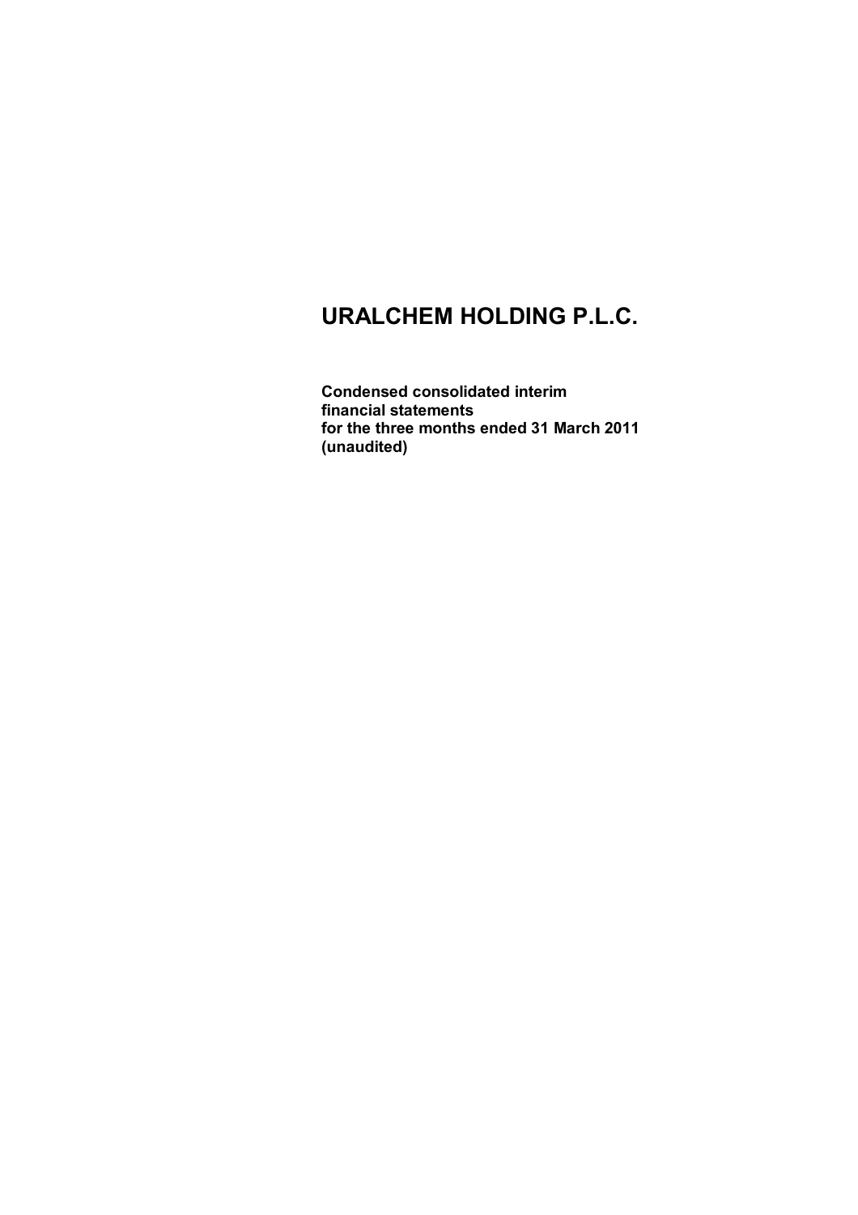# URALCHEM HOLDING P.L.C.

**Condensed consolidated interim financial statements for the three months ended 31 March 2011 (unaudited)**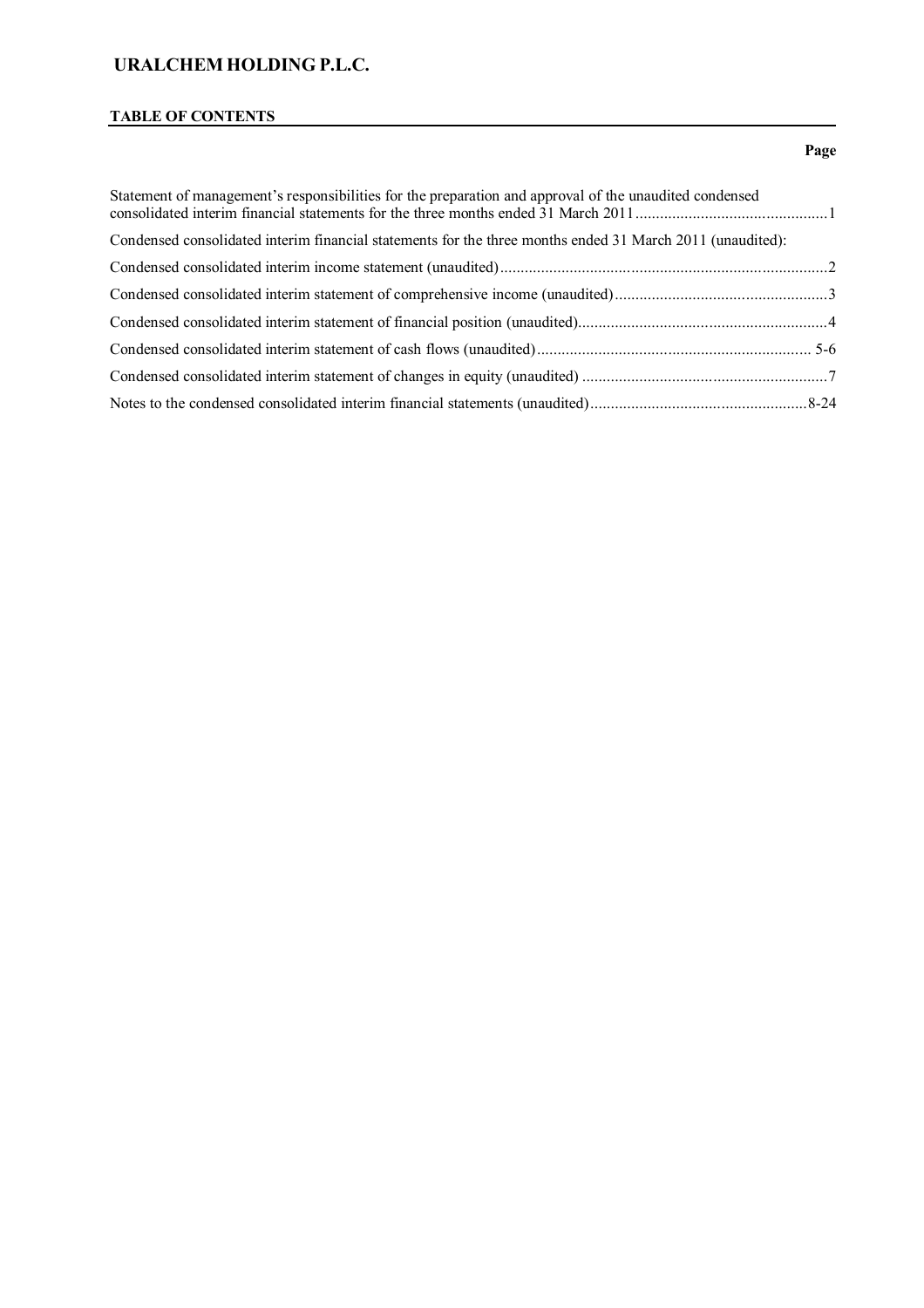# URALCHEM HOLDING P.L.C.

## TABLE OF CONTENTS

| | Page |
|---|---|
| Statement of management's responsibilities for the preparation and approval of the unaudited condensed consolidated interim financial statements for the three months ended 31 March 2011 | 1 |
| Condensed consolidated interim financial statements for the three months ended 31 March 2011 (unaudited): | |
| Condensed consolidated interim income statement (unaudited) | 2 |
| Condensed consolidated interim statement of comprehensive income (unaudited) | 3 |
| Condensed consolidated interim statement of financial position (unaudited) | 4 |
| Condensed consolidated interim statement of cash flows (unaudited) | 5-6 |
| Condensed consolidated interim statement of changes in equity (unaudited) | 7 |
| Notes to the condensed consolidated interim financial statements (unaudited) | 8-24 |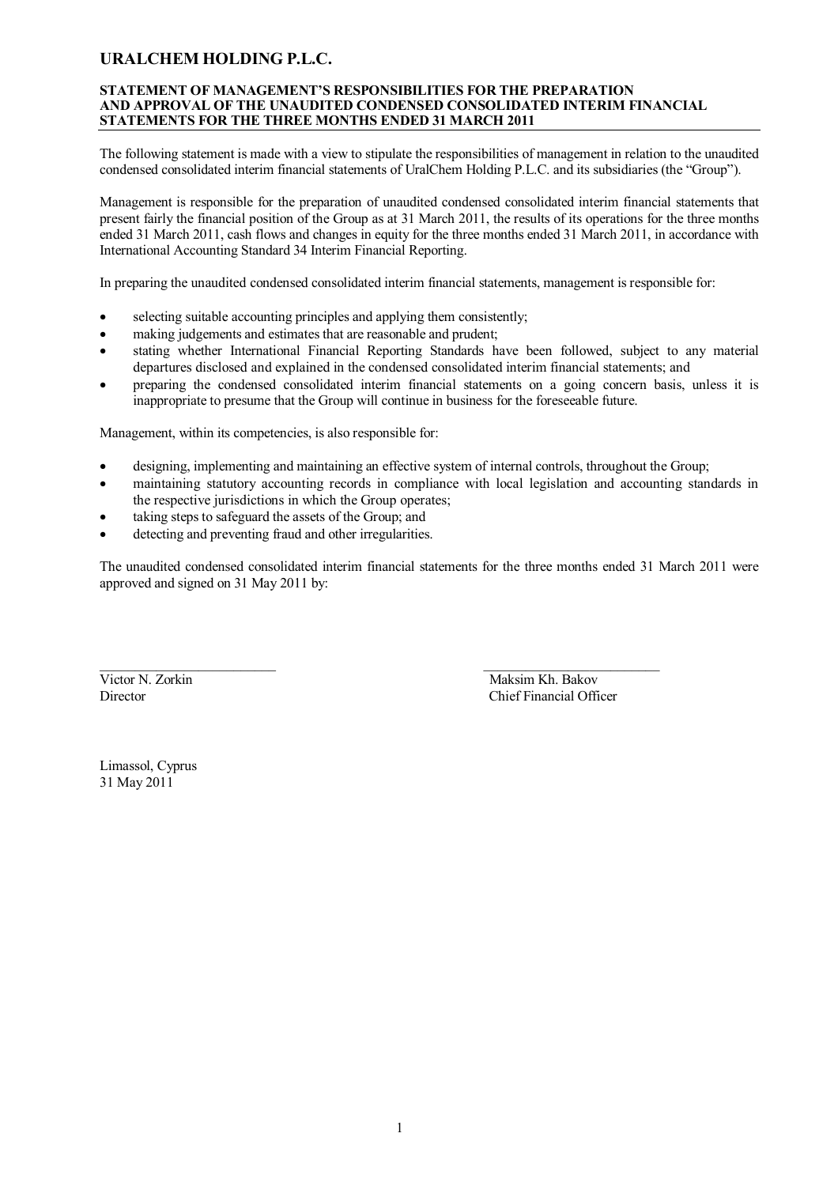# URALCHEM HOLDING P.L.C.

**STATEMENT OF MANAGEMENT'S RESPONSIBILITIES FOR THE PREPARATION AND APPROVAL OF THE UNAUDITED CONDENSED CONSOLIDATED INTERIM FINANCIAL STATEMENTS FOR THE THREE MONTHS ENDED 31 MARCH 2011**

The following statement is made with a view to stipulate the responsibilities of management in relation to the unaudited condensed consolidated interim financial statements of UralChem Holding P.L.C. and its subsidiaries (the "Group").

Management is responsible for the preparation of unaudited condensed consolidated interim financial statements that present fairly the financial position of the Group as at 31 March 2011, the results of its operations for the three months ended 31 March 2011, cash flows and changes in equity for the three months ended 31 March 2011, in accordance with International Accounting Standard 34 Interim Financial Reporting.

In preparing the unaudited condensed consolidated interim financial statements, management is responsible for:

- selecting suitable accounting principles and applying them consistently;
- making judgements and estimates that are reasonable and prudent;
- stating whether International Financial Reporting Standards have been followed, subject to any material departures disclosed and explained in the condensed consolidated interim financial statements; and
- preparing the condensed consolidated interim financial statements on a going concern basis, unless it is inappropriate to presume that the Group will continue in business for the foreseeable future.

Management, within its competencies, is also responsible for:

- designing, implementing and maintaining an effective system of internal controls, throughout the Group;
- maintaining statutory accounting records in compliance with local legislation and accounting standards in the respective jurisdictions in which the Group operates;
- taking steps to safeguard the assets of the Group; and
- detecting and preventing fraud and other irregularities.

The unaudited condensed consolidated interim financial statements for the three months ended 31 March 2011 were approved and signed on 31 May 2011 by:

Victor N. Zorkin
Director

Maksim Kh. Bakov
Chief Financial Officer

Limassol, Cyprus
31 May 2011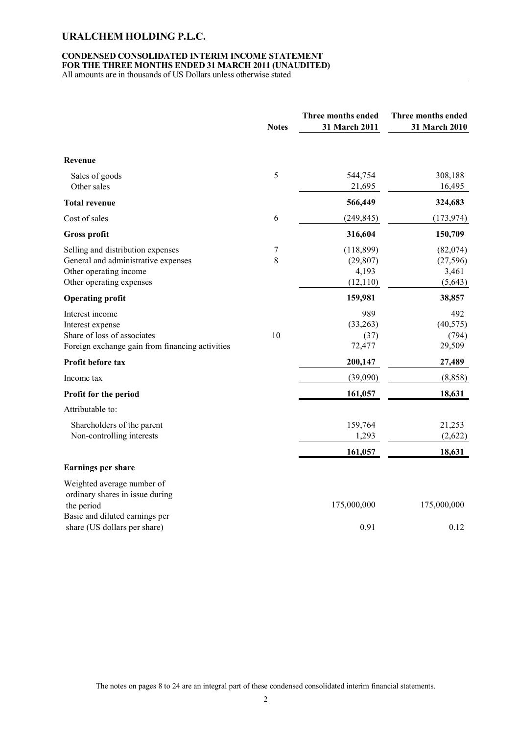# URALCHEM HOLDING P.L.C.

**CONDENSED CONSOLIDATED INTERIM INCOME STATEMENT**
**FOR THE THREE MONTHS ENDED 31 MARCH 2011 (UNAUDITED)**
All amounts are in thousands of US Dollars unless otherwise stated

| | Notes | Three months ended 31 March 2011 | Three months ended 31 March 2010 |
|---|---|---|---|
| **Revenue** | | | |
| Sales of goods | 5 | 544,754 | 308,188 |
| Other sales | | 21,695 | 16,495 |
| **Total revenue** | | **566,449** | **324,683** |
| Cost of sales | 6 | (249,845) | (173,974) |
| **Gross profit** | | **316,604** | **150,709** |
| Selling and distribution expenses | 7 | (118,899) | (82,074) |
| General and administrative expenses | 8 | (29,807) | (27,596) |
| Other operating income | | 4,193 | 3,461 |
| Other operating expenses | | (12,110) | (5,643) |
| **Operating profit** | | **159,981** | **38,857** |
| Interest income | | 989 | 492 |
| Interest expense | | (33,263) | (40,575) |
| Share of loss of associates | 10 | (37) | (794) |
| Foreign exchange gain from financing activities | | 72,477 | 29,509 |
| **Profit before tax** | | **200,147** | **27,489** |
| Income tax | | (39,090) | (8,858) |
| **Profit for the period** | | **161,057** | **18,631** |
| Attributable to: | | | |
| Shareholders of the parent | | 159,764 | 21,253 |
| Non-controlling interests | | 1,293 | (2,622) |
| | | **161,057** | **18,631** |
| **Earnings per share** | | | |
| Weighted average number of ordinary shares in issue during the period | | 175,000,000 | 175,000,000 |
| Basic and diluted earnings per share (US dollars per share) | | 0.91 | 0.12 |

The notes on pages 8 to 24 are an integral part of these condensed consolidated interim financial statements.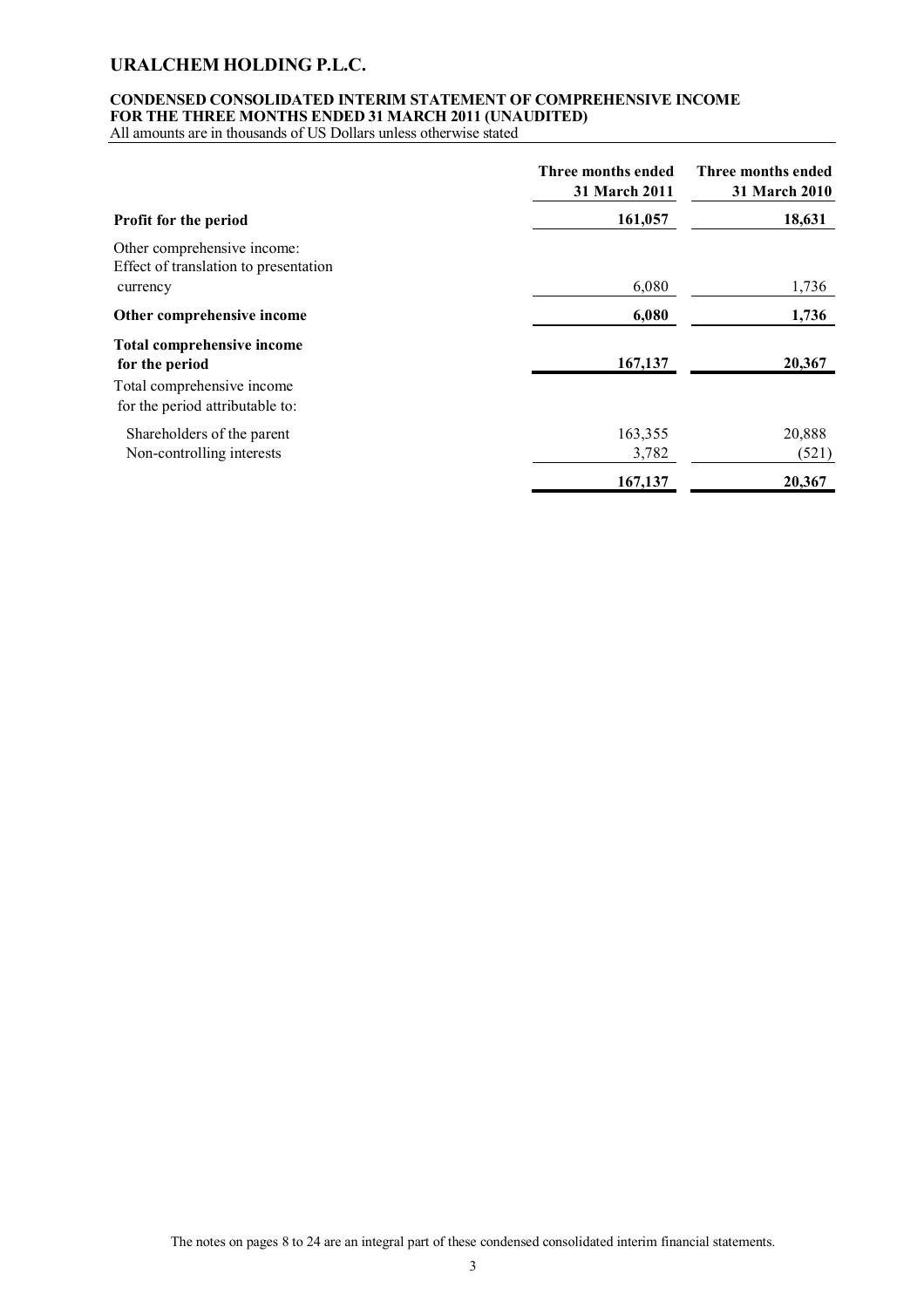# URALCHEM HOLDING P.L.C.

**CONDENSED CONSOLIDATED INTERIM STATEMENT OF COMPREHENSIVE INCOME FOR THE THREE MONTHS ENDED 31 MARCH 2011 (UNAUDITED)**

All amounts are in thousands of US Dollars unless otherwise stated

| | Three months ended 31 March 2011 | Three months ended 31 March 2010 |
|---|---|---|
| **Profit for the period** | **161,057** | **18,631** |
| Other comprehensive income: | | |
| Effect of translation to presentation currency | 6,080 | 1,736 |
| **Other comprehensive income** | **6,080** | **1,736** |
| **Total comprehensive income for the period** | **167,137** | **20,367** |
| Total comprehensive income for the period attributable to: | | |
| Shareholders of the parent | 163,355 | 20,888 |
| Non-controlling interests | 3,782 | (521) |
| | **167,137** | **20,367** |

The notes on pages 8 to 24 are an integral part of these condensed consolidated interim financial statements.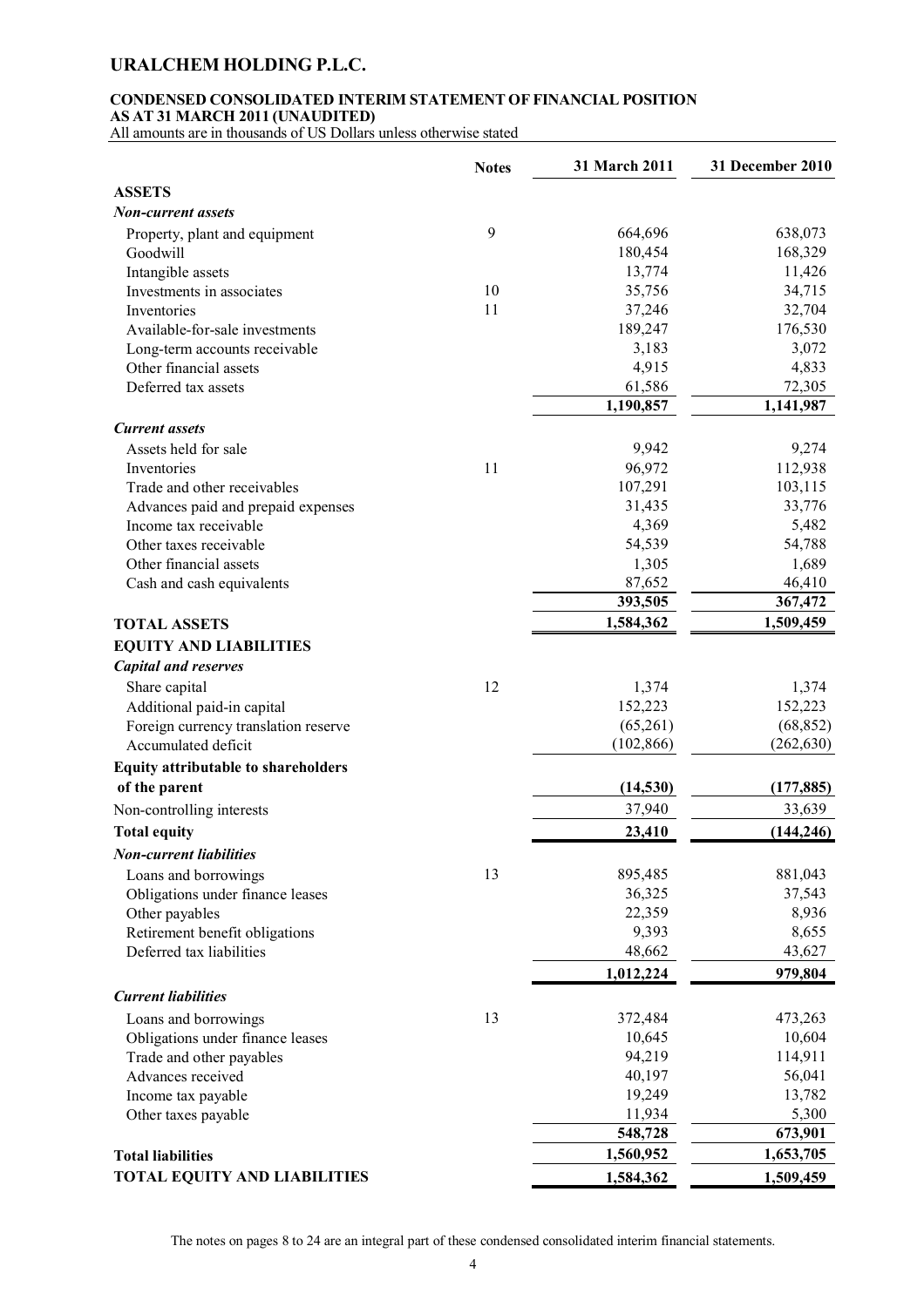# URALCHEM HOLDING P.L.C.

**CONDENSED CONSOLIDATED INTERIM STATEMENT OF FINANCIAL POSITION**
**AS AT 31 MARCH 2011 (UNAUDITED)**
All amounts are in thousands of US Dollars unless otherwise stated

| | Notes | 31 March 2011 | 31 December 2010 |
|---|---|---|---|
| **ASSETS** | | | |
| ***Non-current assets*** | | | |
| Property, plant and equipment | 9 | 664,696 | 638,073 |
| Goodwill | | 180,454 | 168,329 |
| Intangible assets | | 13,774 | 11,426 |
| Investments in associates | 10 | 35,756 | 34,715 |
| Inventories | 11 | 37,246 | 32,704 |
| Available-for-sale investments | | 189,247 | 176,530 |
| Long-term accounts receivable | | 3,183 | 3,072 |
| Other financial assets | | 4,915 | 4,833 |
| Deferred tax assets | | 61,586 | 72,305 |
| | | **1,190,857** | **1,141,987** |
| ***Current assets*** | | | |
| Assets held for sale | | 9,942 | 9,274 |
| Inventories | 11 | 96,972 | 112,938 |
| Trade and other receivables | | 107,291 | 103,115 |
| Advances paid and prepaid expenses | | 31,435 | 33,776 |
| Income tax receivable | | 4,369 | 5,482 |
| Other taxes receivable | | 54,539 | 54,788 |
| Other financial assets | | 1,305 | 1,689 |
| Cash and cash equivalents | | 87,652 | 46,410 |
| | | **393,505** | **367,472** |
| **TOTAL ASSETS** | | **1,584,362** | **1,509,459** |
| **EQUITY AND LIABILITIES** | | | |
| ***Capital and reserves*** | | | |
| Share capital | 12 | 1,374 | 1,374 |
| Additional paid-in capital | | 152,223 | 152,223 |
| Foreign currency translation reserve | | (65,261) | (68,852) |
| Accumulated deficit | | (102,866) | (262,630) |
| **Equity attributable to shareholders of the parent** | | **(14,530)** | **(177,885)** |
| Non-controlling interests | | 37,940 | 33,639 |
| **Total equity** | | **23,410** | **(144,246)** |
| ***Non-current liabilities*** | | | |
| Loans and borrowings | 13 | 895,485 | 881,043 |
| Obligations under finance leases | | 36,325 | 37,543 |
| Other payables | | 22,359 | 8,936 |
| Retirement benefit obligations | | 9,393 | 8,655 |
| Deferred tax liabilities | | 48,662 | 43,627 |
| | | **1,012,224** | **979,804** |
| ***Current liabilities*** | | | |
| Loans and borrowings | 13 | 372,484 | 473,263 |
| Obligations under finance leases | | 10,645 | 10,604 |
| Trade and other payables | | 94,219 | 114,911 |
| Advances received | | 40,197 | 56,041 |
| Income tax payable | | 19,249 | 13,782 |
| Other taxes payable | | 11,934 | 5,300 |
| | | **548,728** | **673,901** |
| **Total liabilities** | | **1,560,952** | **1,653,705** |
| **TOTAL EQUITY AND LIABILITIES** | | **1,584,362** | **1,509,459** |

The notes on pages 8 to 24 are an integral part of these condensed consolidated interim financial statements.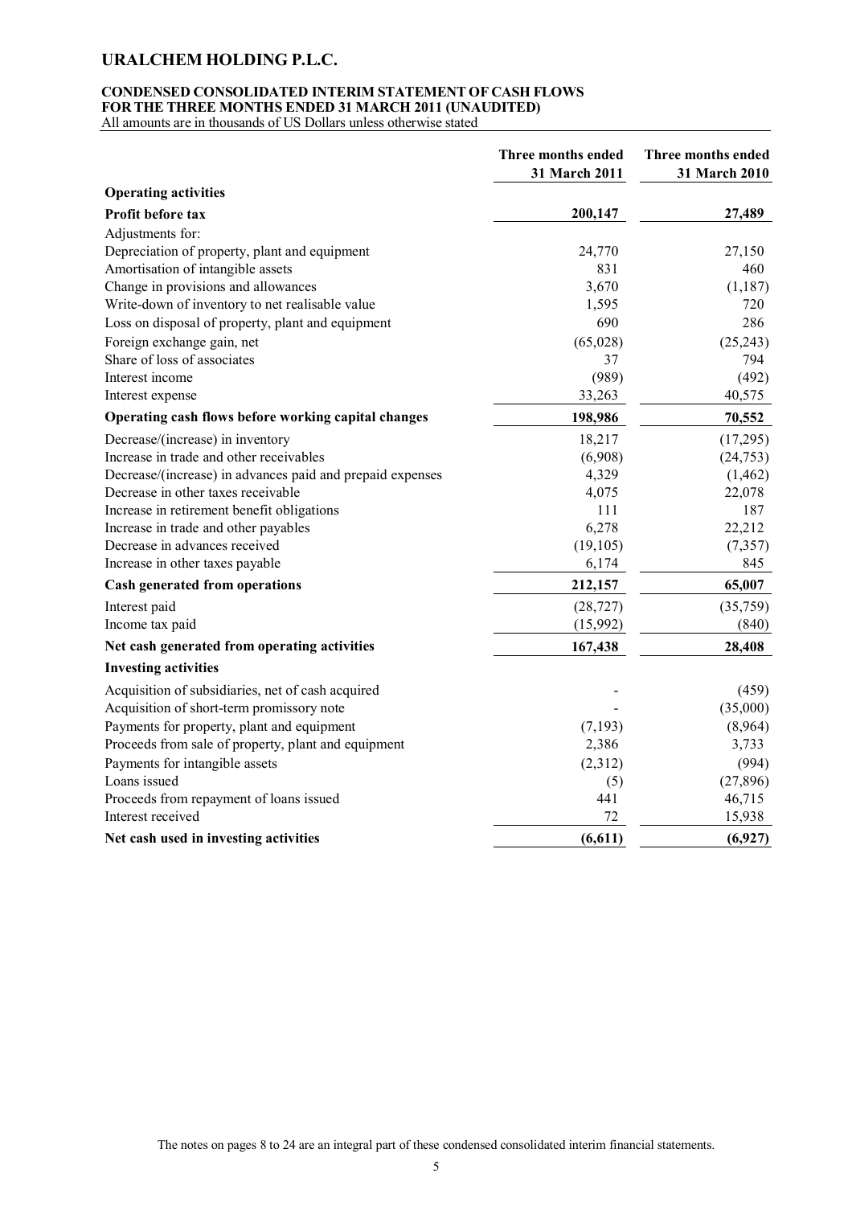# URALCHEM HOLDING P.L.C.

**CONDENSED CONSOLIDATED INTERIM STATEMENT OF CASH FLOWS**
**FOR THE THREE MONTHS ENDED 31 MARCH 2011 (UNAUDITED)**
All amounts are in thousands of US Dollars unless otherwise stated

| | Three months ended 31 March 2011 | Three months ended 31 March 2010 |
|---|---|---|
| **Operating activities** | | |
| **Profit before tax** | **200,147** | **27,489** |
| Adjustments for: | | |
| Depreciation of property, plant and equipment | 24,770 | 27,150 |
| Amortisation of intangible assets | 831 | 460 |
| Change in provisions and allowances | 3,670 | (1,187) |
| Write-down of inventory to net realisable value | 1,595 | 720 |
| Loss on disposal of property, plant and equipment | 690 | 286 |
| Foreign exchange gain, net | (65,028) | (25,243) |
| Share of loss of associates | 37 | 794 |
| Interest income | (989) | (492) |
| Interest expense | 33,263 | 40,575 |
| **Operating cash flows before working capital changes** | **198,986** | **70,552** |
| Decrease/(increase) in inventory | 18,217 | (17,295) |
| Increase in trade and other receivables | (6,908) | (24,753) |
| Decrease/(increase) in advances paid and prepaid expenses | 4,329 | (1,462) |
| Decrease in other taxes receivable | 4,075 | 22,078 |
| Increase in retirement benefit obligations | 111 | 187 |
| Increase in trade and other payables | 6,278 | 22,212 |
| Decrease in advances received | (19,105) | (7,357) |
| Increase in other taxes payable | 6,174 | 845 |
| **Cash generated from operations** | **212,157** | **65,007** |
| Interest paid | (28,727) | (35,759) |
| Income tax paid | (15,992) | (840) |
| **Net cash generated from operating activities** | **167,438** | **28,408** |
| **Investing activities** | | |
| Acquisition of subsidiaries, net of cash acquired | - | (459) |
| Acquisition of short-term promissory note | - | (35,000) |
| Payments for property, plant and equipment | (7,193) | (8,964) |
| Proceeds from sale of property, plant and equipment | 2,386 | 3,733 |
| Payments for intangible assets | (2,312) | (994) |
| Loans issued | (5) | (27,896) |
| Proceeds from repayment of loans issued | 441 | 46,715 |
| Interest received | 72 | 15,938 |
| **Net cash used in investing activities** | **(6,611)** | **(6,927)** |

The notes on pages 8 to 24 are an integral part of these condensed consolidated interim financial statements.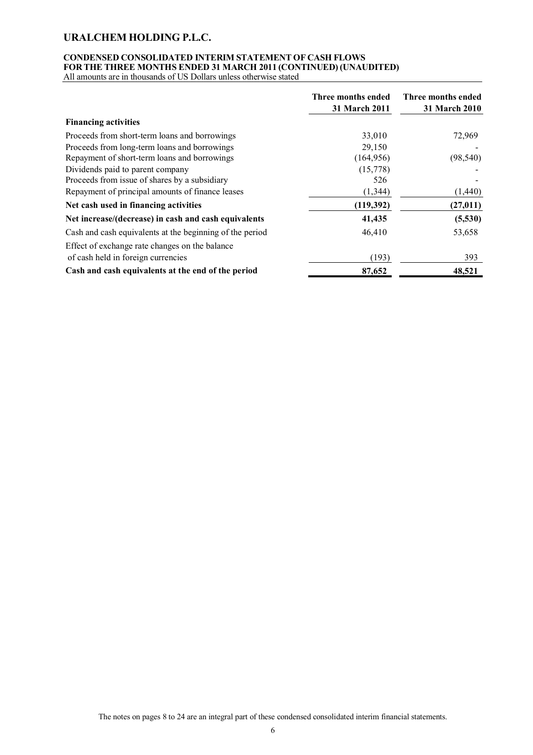# URALCHEM HOLDING P.L.C.

**CONDENSED CONSOLIDATED INTERIM STATEMENT OF CASH FLOWS**
**FOR THE THREE MONTHS ENDED 31 MARCH 2011 (CONTINUED) (UNAUDITED)**
All amounts are in thousands of US Dollars unless otherwise stated

| | Three months ended 31 March 2011 | Three months ended 31 March 2010 |
|---|---|---|
| **Financing activities** | | |
| Proceeds from short-term loans and borrowings | 33,010 | 72,969 |
| Proceeds from long-term loans and borrowings | 29,150 | - |
| Repayment of short-term loans and borrowings | (164,956) | (98,540) |
| Dividends paid to parent company | (15,778) | - |
| Proceeds from issue of shares by a subsidiary | 526 | - |
| Repayment of principal amounts of finance leases | (1,344) | (1,440) |
| **Net cash used in financing activities** | **(119,392)** | **(27,011)** |
| **Net increase/(decrease) in cash and cash equivalents** | **41,435** | **(5,530)** |
| Cash and cash equivalents at the beginning of the period | 46,410 | 53,658 |
| Effect of exchange rate changes on the balance of cash held in foreign currencies | (193) | 393 |
| **Cash and cash equivalents at the end of the period** | **87,652** | **48,521** |

The notes on pages 8 to 24 are an integral part of these condensed consolidated interim financial statements.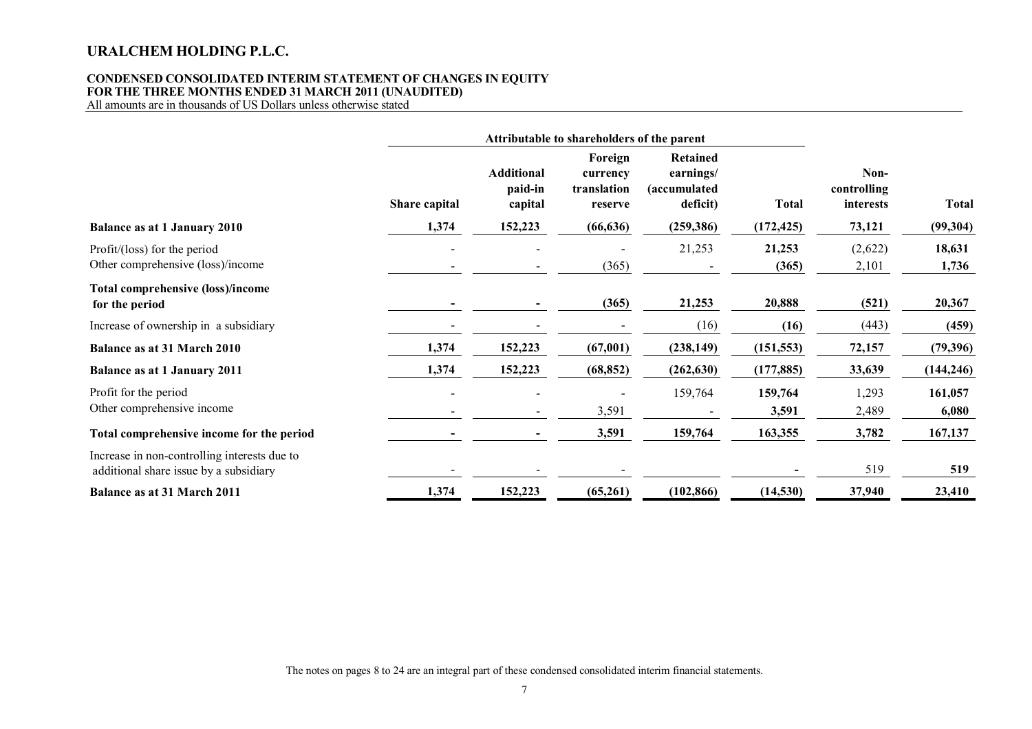# URALCHEM HOLDING P.L.C.

**CONDENSED CONSOLIDATED INTERIM STATEMENT OF CHANGES IN EQUITY**
**FOR THE THREE MONTHS ENDED 31 MARCH 2011 (UNAUDITED)**
All amounts are in thousands of US Dollars unless otherwise stated

| | Attributable to shareholders of the parent | | | | | | |
|---|---|---|---|---|---|---|---|
| | Share capital | Additional paid-in capital | Foreign currency translation reserve | Retained earnings/ (accumulated deficit) | Total | Non-controlling interests | Total |
| **Balance as at 1 January 2010** | **1,374** | **152,223** | **(66,636)** | **(259,386)** | **(172,425)** | **73,121** | **(99,304)** |
| Profit/(loss) for the period | - | - | - | 21,253 | **21,253** | (2,622) | **18,631** |
| Other comprehensive (loss)/income | - | - | (365) | - | **(365)** | 2,101 | **1,736** |
| **Total comprehensive (loss)/income for the period** | **-** | **-** | **(365)** | **21,253** | **20,888** | **(521)** | **20,367** |
| Increase of ownership in a subsidiary | - | - | - | (16) | **(16)** | (443) | **(459)** |
| **Balance as at 31 March 2010** | **1,374** | **152,223** | **(67,001)** | **(238,149)** | **(151,553)** | **72,157** | **(79,396)** |
| **Balance as at 1 January 2011** | **1,374** | **152,223** | **(68,852)** | **(262,630)** | **(177,885)** | **33,639** | **(144,246)** |
| Profit for the period | - | - | - | 159,764 | **159,764** | 1,293 | **161,057** |
| Other comprehensive income | - | - | 3,591 | - | **3,591** | 2,489 | **6,080** |
| **Total comprehensive income for the period** | **-** | **-** | **3,591** | **159,764** | **163,355** | **3,782** | **167,137** |
| Increase in non-controlling interests due to additional share issue by a subsidiary | - | - | - | | **-** | 519 | **519** |
| **Balance as at 31 March 2011** | **1,374** | **152,223** | **(65,261)** | **(102,866)** | **(14,530)** | **37,940** | **23,410** |

The notes on pages 8 to 24 are an integral part of these condensed consolidated interim financial statements.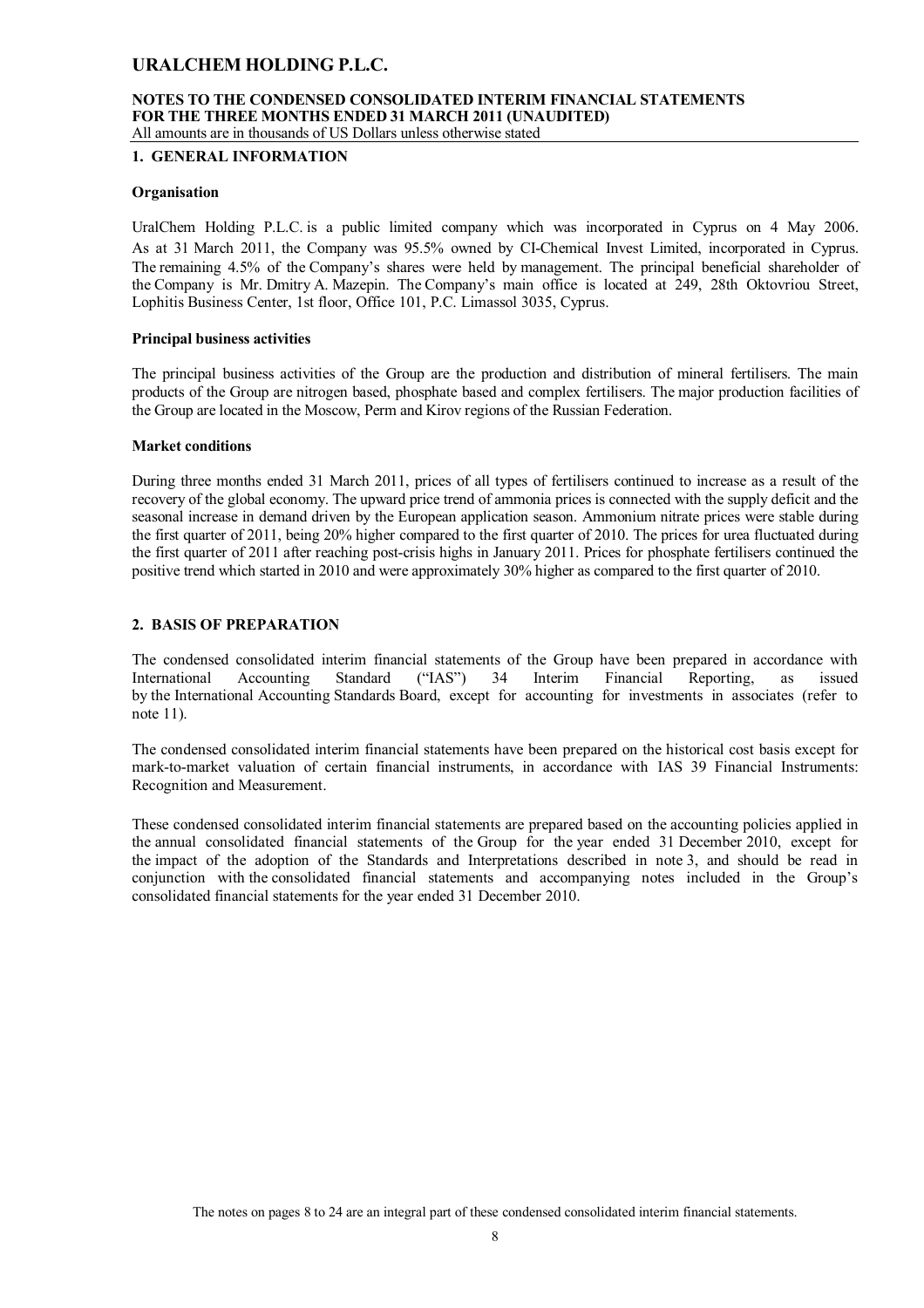## 1. GENERAL INFORMATION

### Organisation

UralChem Holding P.L.C. is a public limited company which was incorporated in Cyprus on 4 May 2006. As at 31 March 2011, the Company was 95.5% owned by CI-Chemical Invest Limited, incorporated in Cyprus. The remaining 4.5% of the Company's shares were held by management. The principal beneficial shareholder of the Company is Mr. Dmitry A. Mazepin. The Company's main office is located at 249, 28th Oktovriou Street, Lophitis Business Center, 1st floor, Office 101, P.C. Limassol 3035, Cyprus.

### Principal business activities

The principal business activities of the Group are the production and distribution of mineral fertilisers. The main products of the Group are nitrogen based, phosphate based and complex fertilisers. The major production facilities of the Group are located in the Moscow, Perm and Kirov regions of the Russian Federation.

### Market conditions

During three months ended 31 March 2011, prices of all types of fertilisers continued to increase as a result of the recovery of the global economy. The upward price trend of ammonia prices is connected with the supply deficit and the seasonal increase in demand driven by the European application season. Ammonium nitrate prices were stable during the first quarter of 2011, being 20% higher compared to the first quarter of 2010. The prices for urea fluctuated during the first quarter of 2011 after reaching post-crisis highs in January 2011. Prices for phosphate fertilisers continued the positive trend which started in 2010 and were approximately 30% higher as compared to the first quarter of 2010.

## 2. BASIS OF PREPARATION

The condensed consolidated interim financial statements of the Group have been prepared in accordance with International Accounting Standard ("IAS") 34 Interim Financial Reporting, as issued by the International Accounting Standards Board, except for accounting for investments in associates (refer to note 11).

The condensed consolidated interim financial statements have been prepared on the historical cost basis except for mark-to-market valuation of certain financial instruments, in accordance with IAS 39 Financial Instruments: Recognition and Measurement.

These condensed consolidated interim financial statements are prepared based on the accounting policies applied in the annual consolidated financial statements of the Group for the year ended 31 December 2010, except for the impact of the adoption of the Standards and Interpretations described in note 3, and should be read in conjunction with the consolidated financial statements and accompanying notes included in the Group's consolidated financial statements for the year ended 31 December 2010.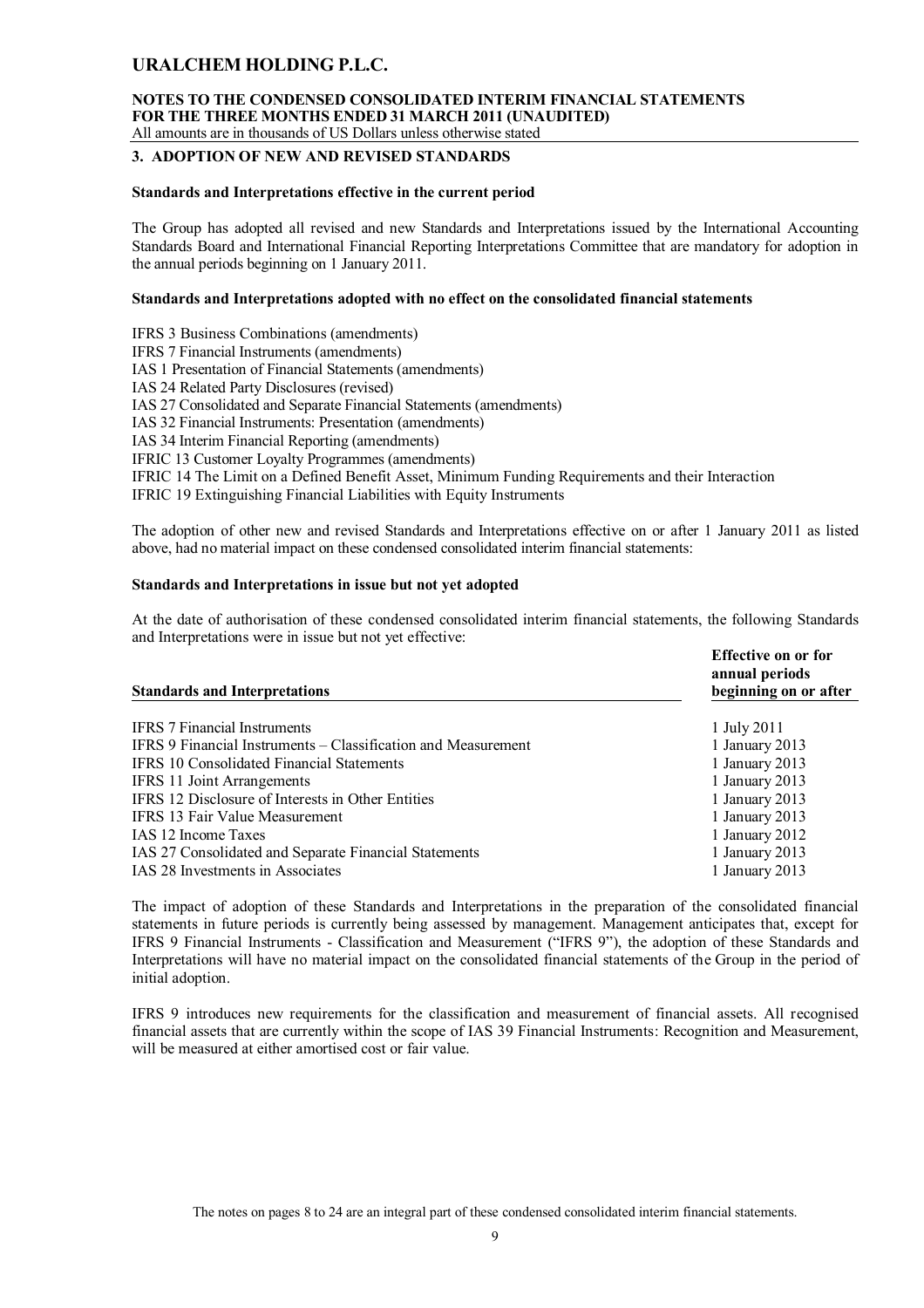# URALCHEM HOLDING P.L.C.

**NOTES TO THE CONDENSED CONSOLIDATED INTERIM FINANCIAL STATEMENTS FOR THE THREE MONTHS ENDED 31 MARCH 2011 (UNAUDITED)**

All amounts are in thousands of US Dollars unless otherwise stated

## 3. ADOPTION OF NEW AND REVISED STANDARDS

### Standards and Interpretations effective in the current period

The Group has adopted all revised and new Standards and Interpretations issued by the International Accounting Standards Board and International Financial Reporting Interpretations Committee that are mandatory for adoption in the annual periods beginning on 1 January 2011.

### Standards and Interpretations adopted with no effect on the consolidated financial statements

IFRS 3 Business Combinations (amendments)
IFRS 7 Financial Instruments (amendments)
IAS 1 Presentation of Financial Statements (amendments)
IAS 24 Related Party Disclosures (revised)
IAS 27 Consolidated and Separate Financial Statements (amendments)
IAS 32 Financial Instruments: Presentation (amendments)
IAS 34 Interim Financial Reporting (amendments)
IFRIC 13 Customer Loyalty Programmes (amendments)
IFRIC 14 The Limit on a Defined Benefit Asset, Minimum Funding Requirements and their Interaction
IFRIC 19 Extinguishing Financial Liabilities with Equity Instruments

The adoption of other new and revised Standards and Interpretations effective on or after 1 January 2011 as listed above, had no material impact on these condensed consolidated interim financial statements:

### Standards and Interpretations in issue but not yet adopted

At the date of authorisation of these condensed consolidated interim financial statements, the following Standards and Interpretations were in issue but not yet effective:

| Standards and Interpretations | Effective on or for annual periods beginning on or after |
|---|---|
| IFRS 7 Financial Instruments | 1 July 2011 |
| IFRS 9 Financial Instruments – Classification and Measurement | 1 January 2013 |
| IFRS 10 Consolidated Financial Statements | 1 January 2013 |
| IFRS 11 Joint Arrangements | 1 January 2013 |
| IFRS 12 Disclosure of Interests in Other Entities | 1 January 2013 |
| IFRS 13 Fair Value Measurement | 1 January 2013 |
| IAS 12 Income Taxes | 1 January 2012 |
| IAS 27 Consolidated and Separate Financial Statements | 1 January 2013 |
| IAS 28 Investments in Associates | 1 January 2013 |

The impact of adoption of these Standards and Interpretations in the preparation of the consolidated financial statements in future periods is currently being assessed by management. Management anticipates that, except for IFRS 9 Financial Instruments - Classification and Measurement ("IFRS 9"), the adoption of these Standards and Interpretations will have no material impact on the consolidated financial statements of the Group in the period of initial adoption.

IFRS 9 introduces new requirements for the classification and measurement of financial assets. All recognised financial assets that are currently within the scope of IAS 39 Financial Instruments: Recognition and Measurement, will be measured at either amortised cost or fair value.

The notes on pages 8 to 24 are an integral part of these condensed consolidated interim financial statements.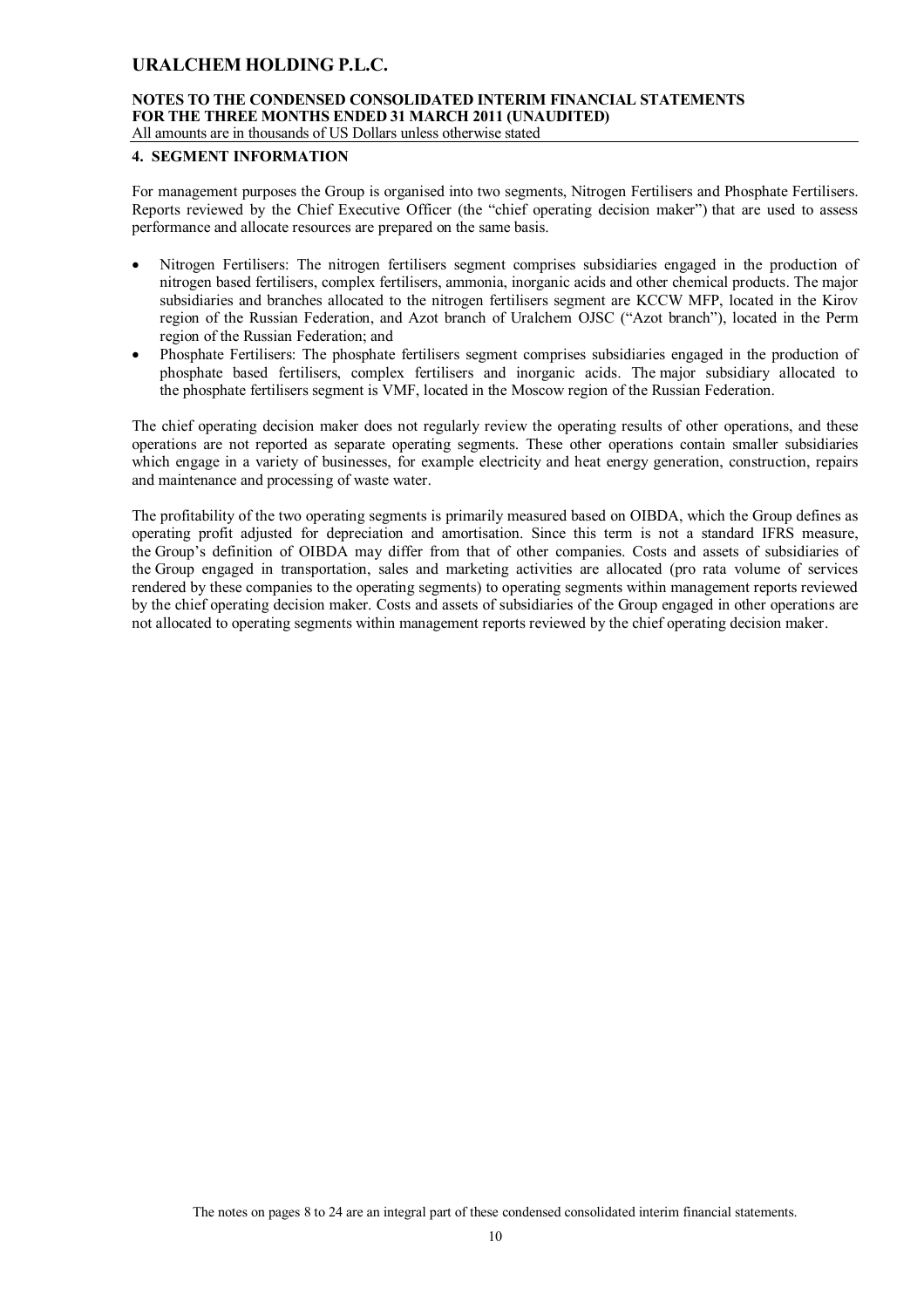## 4. SEGMENT INFORMATION

For management purposes the Group is organised into two segments, Nitrogen Fertilisers and Phosphate Fertilisers. Reports reviewed by the Chief Executive Officer (the "chief operating decision maker") that are used to assess performance and allocate resources are prepared on the same basis.

- Nitrogen Fertilisers: The nitrogen fertilisers segment comprises subsidiaries engaged in the production of nitrogen based fertilisers, complex fertilisers, ammonia, inorganic acids and other chemical products. The major subsidiaries and branches allocated to the nitrogen fertilisers segment are KCCW MFP, located in the Kirov region of the Russian Federation, and Azot branch of Uralchem OJSC ("Azot branch"), located in the Perm region of the Russian Federation; and
- Phosphate Fertilisers: The phosphate fertilisers segment comprises subsidiaries engaged in the production of phosphate based fertilisers, complex fertilisers and inorganic acids. The major subsidiary allocated to the phosphate fertilisers segment is VMF, located in the Moscow region of the Russian Federation.

The chief operating decision maker does not regularly review the operating results of other operations, and these operations are not reported as separate operating segments. These other operations contain smaller subsidiaries which engage in a variety of businesses, for example electricity and heat energy generation, construction, repairs and maintenance and processing of waste water.

The profitability of the two operating segments is primarily measured based on OIBDA, which the Group defines as operating profit adjusted for depreciation and amortisation. Since this term is not a standard IFRS measure, the Group's definition of OIBDA may differ from that of other companies. Costs and assets of subsidiaries of the Group engaged in transportation, sales and marketing activities are allocated (pro rata volume of services rendered by these companies to the operating segments) to operating segments within management reports reviewed by the chief operating decision maker. Costs and assets of subsidiaries of the Group engaged in other operations are not allocated to operating segments within management reports reviewed by the chief operating decision maker.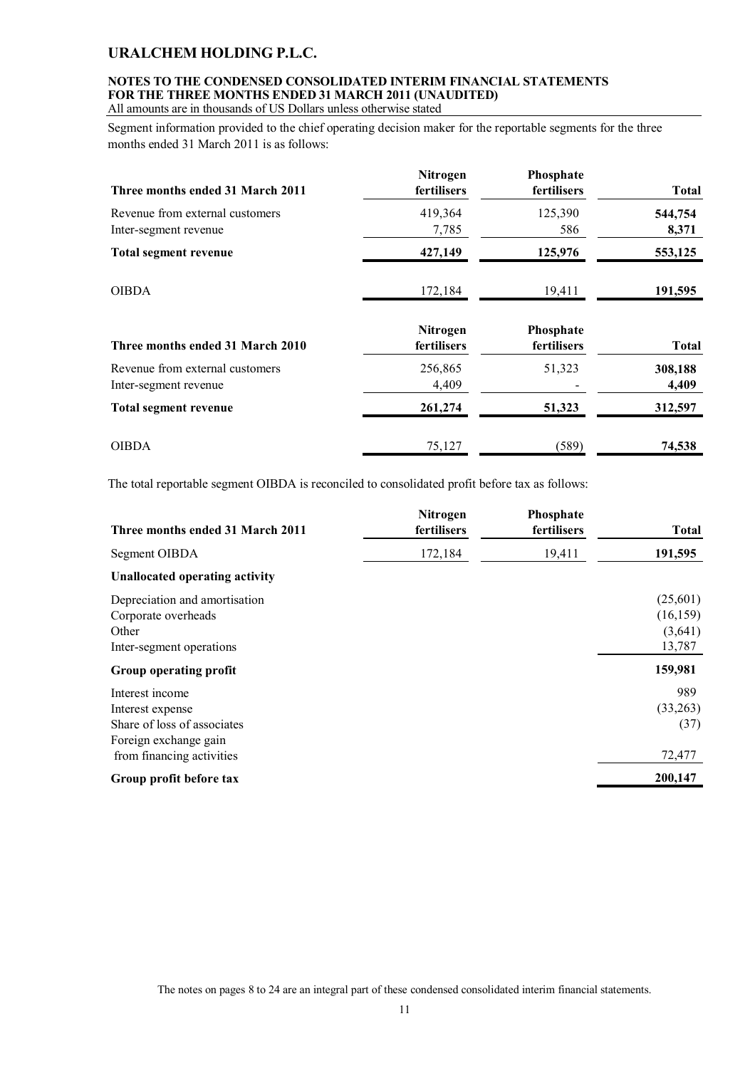# URALCHEM HOLDING P.L.C.

**NOTES TO THE CONDENSED CONSOLIDATED INTERIM FINANCIAL STATEMENTS FOR THE THREE MONTHS ENDED 31 MARCH 2011 (UNAUDITED)**
All amounts are in thousands of US Dollars unless otherwise stated

Segment information provided to the chief operating decision maker for the reportable segments for the three months ended 31 March 2011 is as follows:

| Three months ended 31 March 2011 | Nitrogen fertilisers | Phosphate fertilisers | Total |
|---|---|---|---|
| Revenue from external customers | 419,364 | 125,390 | **544,754** |
| Inter-segment revenue | 7,785 | 586 | **8,371** |
| **Total segment revenue** | **427,149** | **125,976** | **553,125** |
| OIBDA | 172,184 | 19,411 | **191,595** |

| Three months ended 31 March 2010 | Nitrogen fertilisers | Phosphate fertilisers | Total |
|---|---|---|---|
| Revenue from external customers | 256,865 | 51,323 | **308,188** |
| Inter-segment revenue | 4,409 | - | **4,409** |
| **Total segment revenue** | **261,274** | **51,323** | **312,597** |
| OIBDA | 75,127 | (589) | **74,538** |

The total reportable segment OIBDA is reconciled to consolidated profit before tax as follows:

| Three months ended 31 March 2011 | Nitrogen fertilisers | Phosphate fertilisers | Total |
|---|---|---|---|
| Segment OIBDA | 172,184 | 19,411 | **191,595** |
| **Unallocated operating activity** | | | |
| Depreciation and amortisation | | | (25,601) |
| Corporate overheads | | | (16,159) |
| Other | | | (3,641) |
| Inter-segment operations | | | 13,787 |
| **Group operating profit** | | | **159,981** |
| Interest income | | | 989 |
| Interest expense | | | (33,263) |
| Share of loss of associates | | | (37) |
| Foreign exchange gain from financing activities | | | 72,477 |
| **Group profit before tax** | | | **200,147** |

The notes on pages 8 to 24 are an integral part of these condensed consolidated interim financial statements.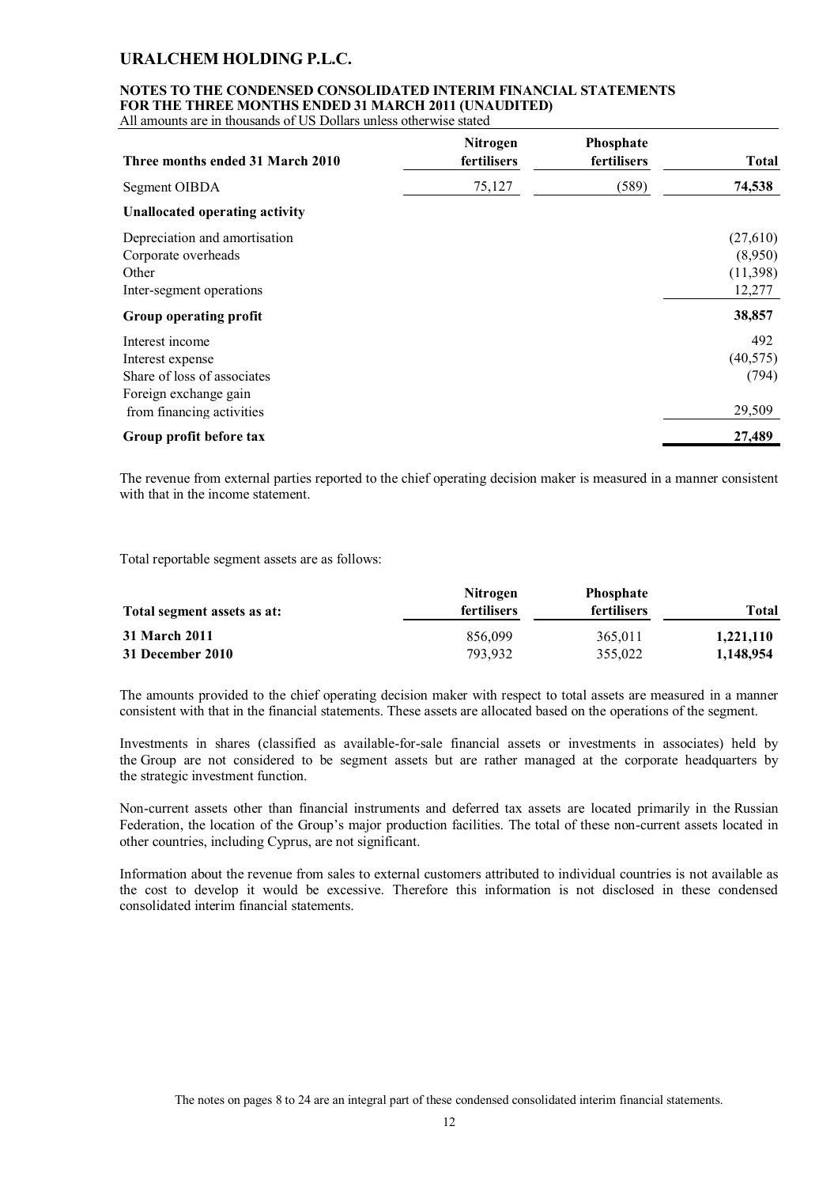# URALCHEM HOLDING P.L.C.

**NOTES TO THE CONDENSED CONSOLIDATED INTERIM FINANCIAL STATEMENTS FOR THE THREE MONTHS ENDED 31 MARCH 2011 (UNAUDITED)**
All amounts are in thousands of US Dollars unless otherwise stated

| Three months ended 31 March 2010 | Nitrogen fertilisers | Phosphate fertilisers | Total |
|---|---|---|---|
| Segment OIBDA | 75,127 | (589) | **74,538** |
| **Unallocated operating activity** | | | |
| Depreciation and amortisation | | | (27,610) |
| Corporate overheads | | | (8,950) |
| Other | | | (11,398) |
| Inter-segment operations | | | 12,277 |
| **Group operating profit** | | | **38,857** |
| Interest income | | | 492 |
| Interest expense | | | (40,575) |
| Share of loss of associates | | | (794) |
| Foreign exchange gain from financing activities | | | 29,509 |
| **Group profit before tax** | | | **27,489** |

The revenue from external parties reported to the chief operating decision maker is measured in a manner consistent with that in the income statement.

Total reportable segment assets are as follows:

| Total segment assets as at: | Nitrogen fertilisers | Phosphate fertilisers | Total |
|---|---|---|---|
| **31 March 2011** | 856,099 | 365,011 | **1,221,110** |
| **31 December 2010** | 793,932 | 355,022 | **1,148,954** |

The amounts provided to the chief operating decision maker with respect to total assets are measured in a manner consistent with that in the financial statements. These assets are allocated based on the operations of the segment.

Investments in shares (classified as available-for-sale financial assets or investments in associates) held by the Group are not considered to be segment assets but are rather managed at the corporate headquarters by the strategic investment function.

Non-current assets other than financial instruments and deferred tax assets are located primarily in the Russian Federation, the location of the Group's major production facilities. The total of these non-current assets located in other countries, including Cyprus, are not significant.

Information about the revenue from sales to external customers attributed to individual countries is not available as the cost to develop it would be excessive. Therefore this information is not disclosed in these condensed consolidated interim financial statements.

The notes on pages 8 to 24 are an integral part of these condensed consolidated interim financial statements.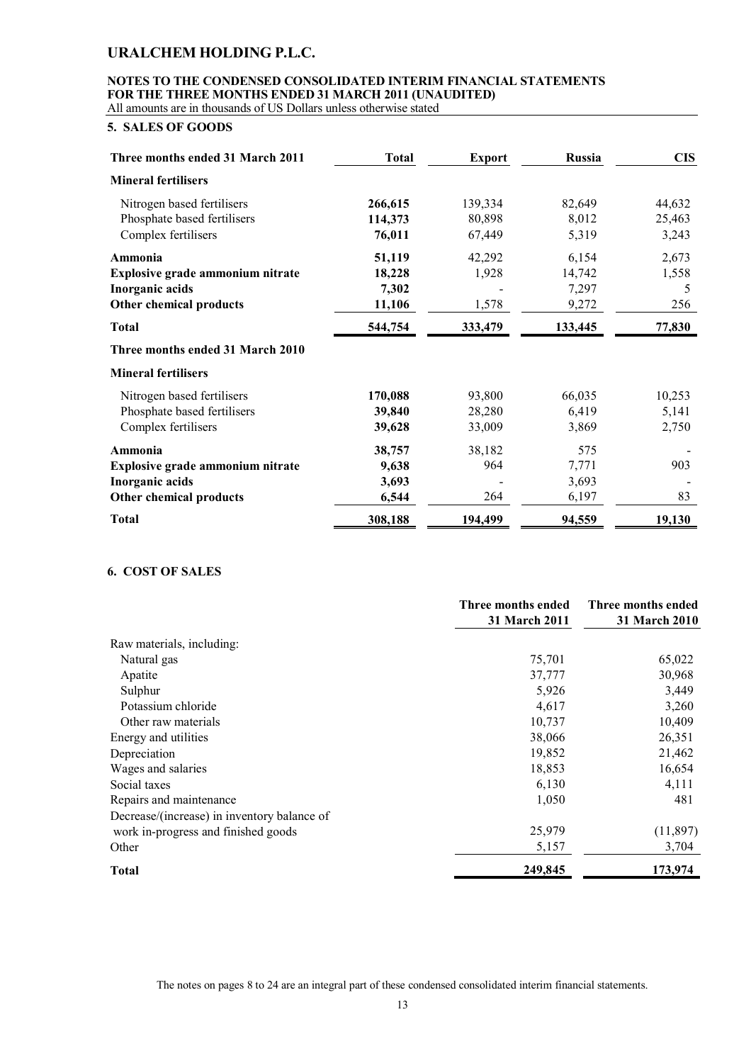# URALCHEM HOLDING P.L.C.

**NOTES TO THE CONDENSED CONSOLIDATED INTERIM FINANCIAL STATEMENTS FOR THE THREE MONTHS ENDED 31 MARCH 2011 (UNAUDITED)**

All amounts are in thousands of US Dollars unless otherwise stated

## 5. SALES OF GOODS

| Three months ended 31 March 2011 | Total | Export | Russia | CIS |
|---|---|---|---|---|
| **Mineral fertilisers** | | | | |
| Nitrogen based fertilisers | **266,615** | 139,334 | 82,649 | 44,632 |
| Phosphate based fertilisers | **114,373** | 80,898 | 8,012 | 25,463 |
| Complex fertilisers | **76,011** | 67,449 | 5,319 | 3,243 |
| **Ammonia** | **51,119** | 42,292 | 6,154 | 2,673 |
| **Explosive grade ammonium nitrate** | **18,228** | 1,928 | 14,742 | 1,558 |
| **Inorganic acids** | **7,302** | - | 7,297 | 5 |
| **Other chemical products** | **11,106** | 1,578 | 9,272 | 256 |
| **Total** | **544,754** | **333,479** | **133,445** | **77,830** |
| **Three months ended 31 March 2010** | | | | |
| **Mineral fertilisers** | | | | |
| Nitrogen based fertilisers | **170,088** | 93,800 | 66,035 | 10,253 |
| Phosphate based fertilisers | **39,840** | 28,280 | 6,419 | 5,141 |
| Complex fertilisers | **39,628** | 33,009 | 3,869 | 2,750 |
| **Ammonia** | **38,757** | 38,182 | 575 | - |
| **Explosive grade ammonium nitrate** | **9,638** | 964 | 7,771 | 903 |
| **Inorganic acids** | **3,693** | - | 3,693 | - |
| **Other chemical products** | **6,544** | 264 | 6,197 | 83 |
| **Total** | **308,188** | **194,499** | **94,559** | **19,130** |

## 6. COST OF SALES

| | Three months ended 31 March 2011 | Three months ended 31 March 2010 |
|---|---|---|
| Raw materials, including: | | |
| Natural gas | 75,701 | 65,022 |
| Apatite | 37,777 | 30,968 |
| Sulphur | 5,926 | 3,449 |
| Potassium chloride | 4,617 | 3,260 |
| Other raw materials | 10,737 | 10,409 |
| Energy and utilities | 38,066 | 26,351 |
| Depreciation | 19,852 | 21,462 |
| Wages and salaries | 18,853 | 16,654 |
| Social taxes | 6,130 | 4,111 |
| Repairs and maintenance | 1,050 | 481 |
| Decrease/(increase) in inventory balance of work in-progress and finished goods | 25,979 | (11,897) |
| Other | 5,157 | 3,704 |
| **Total** | **249,845** | **173,974** |

The notes on pages 8 to 24 are an integral part of these condensed consolidated interim financial statements.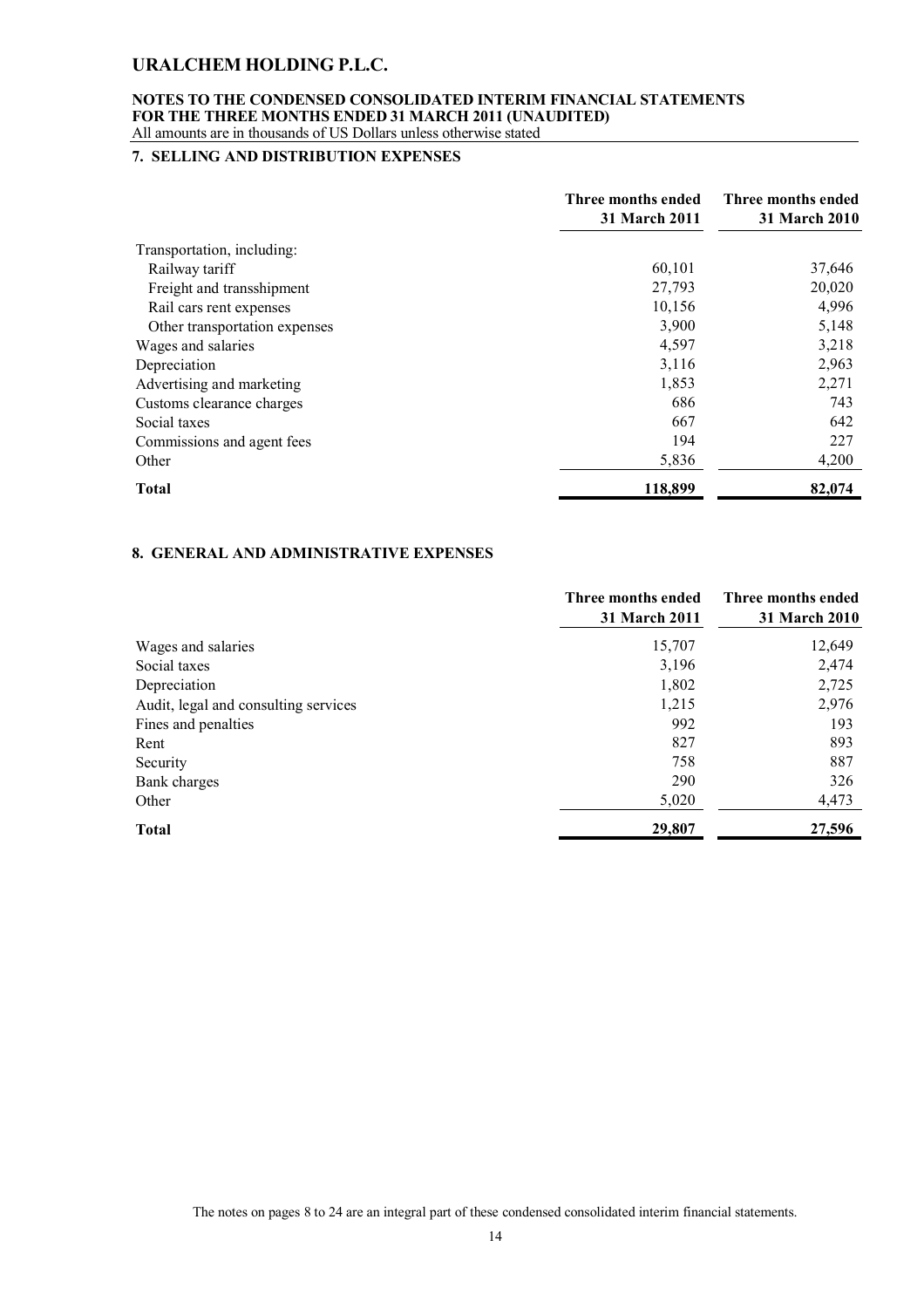# URALCHEM HOLDING P.L.C.

**NOTES TO THE CONDENSED CONSOLIDATED INTERIM FINANCIAL STATEMENTS FOR THE THREE MONTHS ENDED 31 MARCH 2011 (UNAUDITED)**

All amounts are in thousands of US Dollars unless otherwise stated

## 7. SELLING AND DISTRIBUTION EXPENSES

| | Three months ended 31 March 2011 | Three months ended 31 March 2010 |
|---|---|---|
| Transportation, including: | | |
| Railway tariff | 60,101 | 37,646 |
| Freight and transshipment | 27,793 | 20,020 |
| Rail cars rent expenses | 10,156 | 4,996 |
| Other transportation expenses | 3,900 | 5,148 |
| Wages and salaries | 4,597 | 3,218 |
| Depreciation | 3,116 | 2,963 |
| Advertising and marketing | 1,853 | 2,271 |
| Customs clearance charges | 686 | 743 |
| Social taxes | 667 | 642 |
| Commissions and agent fees | 194 | 227 |
| Other | 5,836 | 4,200 |
| **Total** | **118,899** | **82,074** |

## 8. GENERAL AND ADMINISTRATIVE EXPENSES

| | Three months ended 31 March 2011 | Three months ended 31 March 2010 |
|---|---|---|
| Wages and salaries | 15,707 | 12,649 |
| Social taxes | 3,196 | 2,474 |
| Depreciation | 1,802 | 2,725 |
| Audit, legal and consulting services | 1,215 | 2,976 |
| Fines and penalties | 992 | 193 |
| Rent | 827 | 893 |
| Security | 758 | 887 |
| Bank charges | 290 | 326 |
| Other | 5,020 | 4,473 |
| **Total** | **29,807** | **27,596** |

The notes on pages 8 to 24 are an integral part of these condensed consolidated interim financial statements.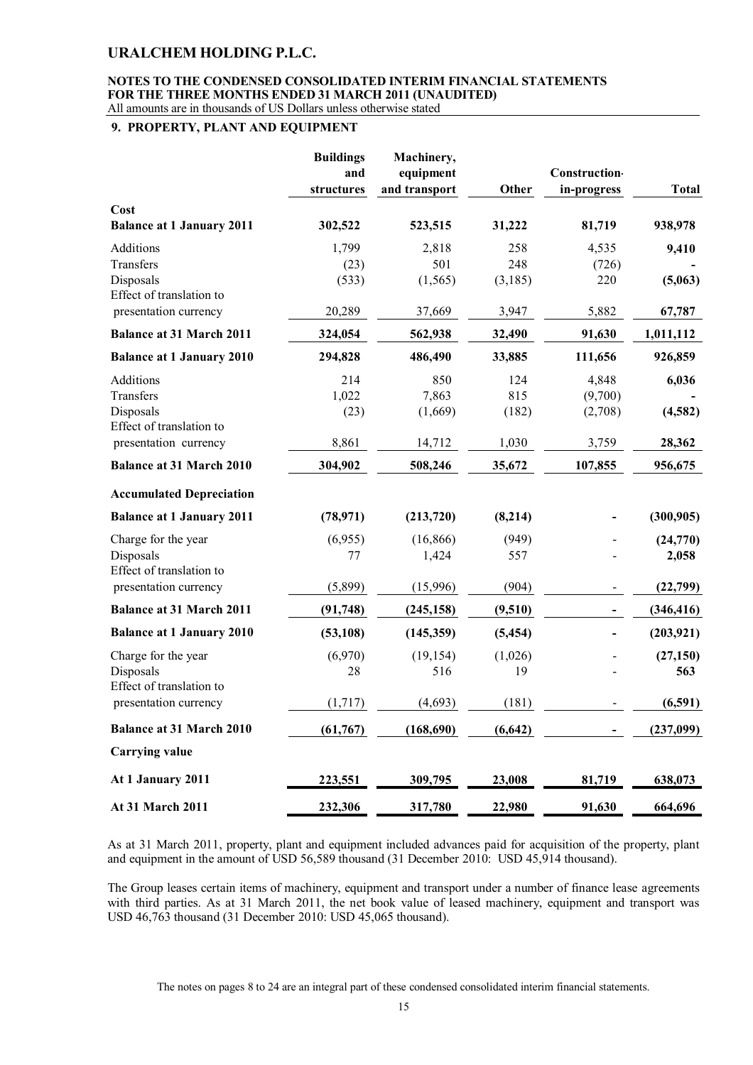# URALCHEM HOLDING P.L.C.

**NOTES TO THE CONDENSED CONSOLIDATED INTERIM FINANCIAL STATEMENTS FOR THE THREE MONTHS ENDED 31 MARCH 2011 (UNAUDITED)**

All amounts are in thousands of US Dollars unless otherwise stated

## 9. PROPERTY, PLANT AND EQUIPMENT

| | Buildings and structures | Machinery, equipment and transport | Other | Construction-in-progress | Total |
|---|---|---|---|---|---|
| **Cost** | | | | | |
| **Balance at 1 January 2011** | **302,522** | **523,515** | **31,222** | **81,719** | **938,978** |
| Additions | 1,799 | 2,818 | 258 | 4,535 | **9,410** |
| Transfers | (23) | 501 | 248 | (726) | **-** |
| Disposals | (533) | (1,565) | (3,185) | 220 | **(5,063)** |
| Effect of translation to presentation currency | 20,289 | 37,669 | 3,947 | 5,882 | **67,787** |
| **Balance at 31 March 2011** | **324,054** | **562,938** | **32,490** | **91,630** | **1,011,112** |
| **Balance at 1 January 2010** | **294,828** | **486,490** | **33,885** | **111,656** | **926,859** |
| Additions | 214 | 850 | 124 | 4,848 | **6,036** |
| Transfers | 1,022 | 7,863 | 815 | (9,700) | **-** |
| Disposals | (23) | (1,669) | (182) | (2,708) | **(4,582)** |
| Effect of translation to presentation currency | 8,861 | 14,712 | 1,030 | 3,759 | **28,362** |
| **Balance at 31 March 2010** | **304,902** | **508,246** | **35,672** | **107,855** | **956,675** |
| **Accumulated Depreciation** | | | | | |
| **Balance at 1 January 2011** | **(78,971)** | **(213,720)** | **(8,214)** | **-** | **(300,905)** |
| Charge for the year | (6,955) | (16,866) | (949) | - | **(24,770)** |
| Disposals | 77 | 1,424 | 557 | - | **2,058** |
| Effect of translation to presentation currency | (5,899) | (15,996) | (904) | - | **(22,799)** |
| **Balance at 31 March 2011** | **(91,748)** | **(245,158)** | **(9,510)** | **-** | **(346,416)** |
| **Balance at 1 January 2010** | **(53,108)** | **(145,359)** | **(5,454)** | **-** | **(203,921)** |
| Charge for the year | (6,970) | (19,154) | (1,026) | - | **(27,150)** |
| Disposals | 28 | 516 | 19 | - | **563** |
| Effect of translation to presentation currency | (1,717) | (4,693) | (181) | - | **(6,591)** |
| **Balance at 31 March 2010** | **(61,767)** | **(168,690)** | **(6,642)** | **-** | **(237,099)** |
| **Carrying value** | | | | | |
| **At 1 January 2011** | **223,551** | **309,795** | **23,008** | **81,719** | **638,073** |
| **At 31 March 2011** | **232,306** | **317,780** | **22,980** | **91,630** | **664,696** |

As at 31 March 2011, property, plant and equipment included advances paid for acquisition of the property, plant and equipment in the amount of USD 56,589 thousand (31 December 2010: USD 45,914 thousand).

The Group leases certain items of machinery, equipment and transport under a number of finance lease agreements with third parties. As at 31 March 2011, the net book value of leased machinery, equipment and transport was USD 46,763 thousand (31 December 2010: USD 45,065 thousand).

The notes on pages 8 to 24 are an integral part of these condensed consolidated interim financial statements.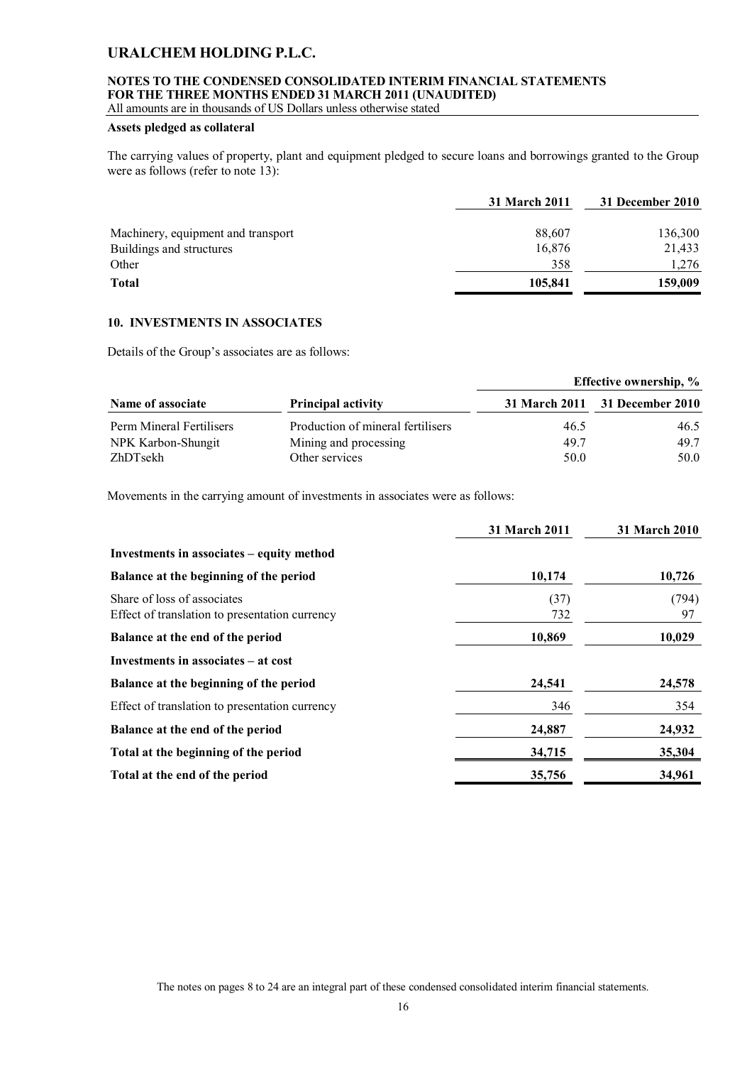#### Assets pledged as collateral

The carrying values of property, plant and equipment pledged to secure loans and borrowings granted to the Group were as follows (refer to note 13):

| | 31 March 2011 | 31 December 2010 |
|---|---|---|
| Machinery, equipment and transport | 88,607 | 136,300 |
| Buildings and structures | 16,876 | 21,433 |
| Other | 358 | 1,276 |
| **Total** | **105,841** | **159,009** |

## 10. INVESTMENTS IN ASSOCIATES

Details of the Group's associates are as follows:

| | | Effective ownership, % | |
|---|---|---|---|
| **Name of associate** | **Principal activity** | **31 March 2011** | **31 December 2010** |
| Perm Mineral Fertilisers | Production of mineral fertilisers | 46.5 | 46.5 |
| NPK Karbon-Shungit | Mining and processing | 49.7 | 49.7 |
| ZhDTsekh | Other services | 50.0 | 50.0 |

Movements in the carrying amount of investments in associates were as follows:

| | 31 March 2011 | 31 March 2010 |
|---|---|---|
| **Investments in associates – equity method** | | |
| **Balance at the beginning of the period** | **10,174** | **10,726** |
| Share of loss of associates | (37) | (794) |
| Effect of translation to presentation currency | 732 | 97 |
| **Balance at the end of the period** | **10,869** | **10,029** |
| **Investments in associates – at cost** | | |
| **Balance at the beginning of the period** | **24,541** | **24,578** |
| Effect of translation to presentation currency | 346 | 354 |
| **Balance at the end of the period** | **24,887** | **24,932** |
| **Total at the beginning of the period** | **34,715** | **35,304** |
| **Total at the end of the period** | **35,756** | **34,961** |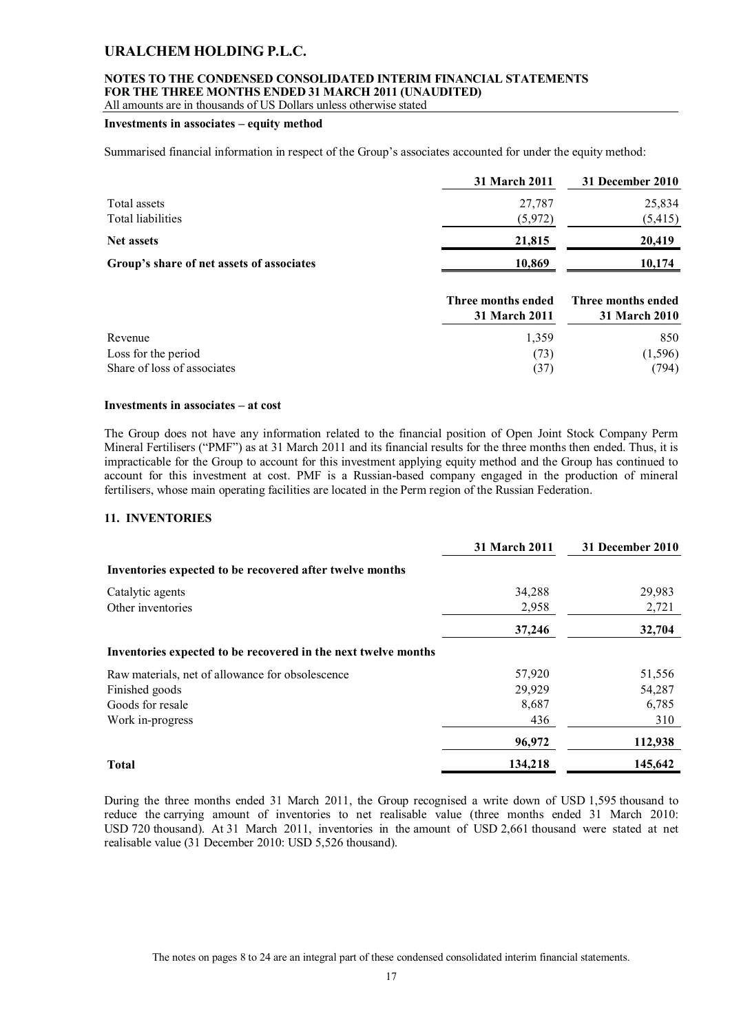# URALCHEM HOLDING P.L.C.

**NOTES TO THE CONDENSED CONSOLIDATED INTERIM FINANCIAL STATEMENTS FOR THE THREE MONTHS ENDED 31 MARCH 2011 (UNAUDITED)**

All amounts are in thousands of US Dollars unless otherwise stated

**Investments in associates – equity method**

Summarised financial information in respect of the Group's associates accounted for under the equity method:

| | 31 March 2011 | 31 December 2010 |
|---|---|---|
| Total assets | 27,787 | 25,834 |
| Total liabilities | (5,972) | (5,415) |
| **Net assets** | **21,815** | **20,419** |
| **Group's share of net assets of associates** | **10,869** | **10,174** |

| | Three months ended 31 March 2011 | Three months ended 31 March 2010 |
|---|---|---|
| Revenue | 1,359 | 850 |
| Loss for the period | (73) | (1,596) |
| Share of loss of associates | (37) | (794) |

**Investments in associates – at cost**

The Group does not have any information related to the financial position of Open Joint Stock Company Perm Mineral Fertilisers ("PMF") as at 31 March 2011 and its financial results for the three months then ended. Thus, it is impracticable for the Group to account for this investment applying equity method and the Group has continued to account for this investment at cost. PMF is a Russian-based company engaged in the production of mineral fertilisers, whose main operating facilities are located in the Perm region of the Russian Federation.

## 11. INVENTORIES

| | 31 March 2011 | 31 December 2010 |
|---|---|---|
| **Inventories expected to be recovered after twelve months** | | |
| Catalytic agents | 34,288 | 29,983 |
| Other inventories | 2,958 | 2,721 |
| | **37,246** | **32,704** |
| **Inventories expected to be recovered in the next twelve months** | | |
| Raw materials, net of allowance for obsolescence | 57,920 | 51,556 |
| Finished goods | 29,929 | 54,287 |
| Goods for resale | 8,687 | 6,785 |
| Work in-progress | 436 | 310 |
| | **96,972** | **112,938** |
| **Total** | **134,218** | **145,642** |

During the three months ended 31 March 2011, the Group recognised a write down of USD 1,595 thousand to reduce the carrying amount of inventories to net realisable value (three months ended 31 March 2010: USD 720 thousand). At 31 March 2011, inventories in the amount of USD 2,661 thousand were stated at net realisable value (31 December 2010: USD 5,526 thousand).

The notes on pages 8 to 24 are an integral part of these condensed consolidated interim financial statements.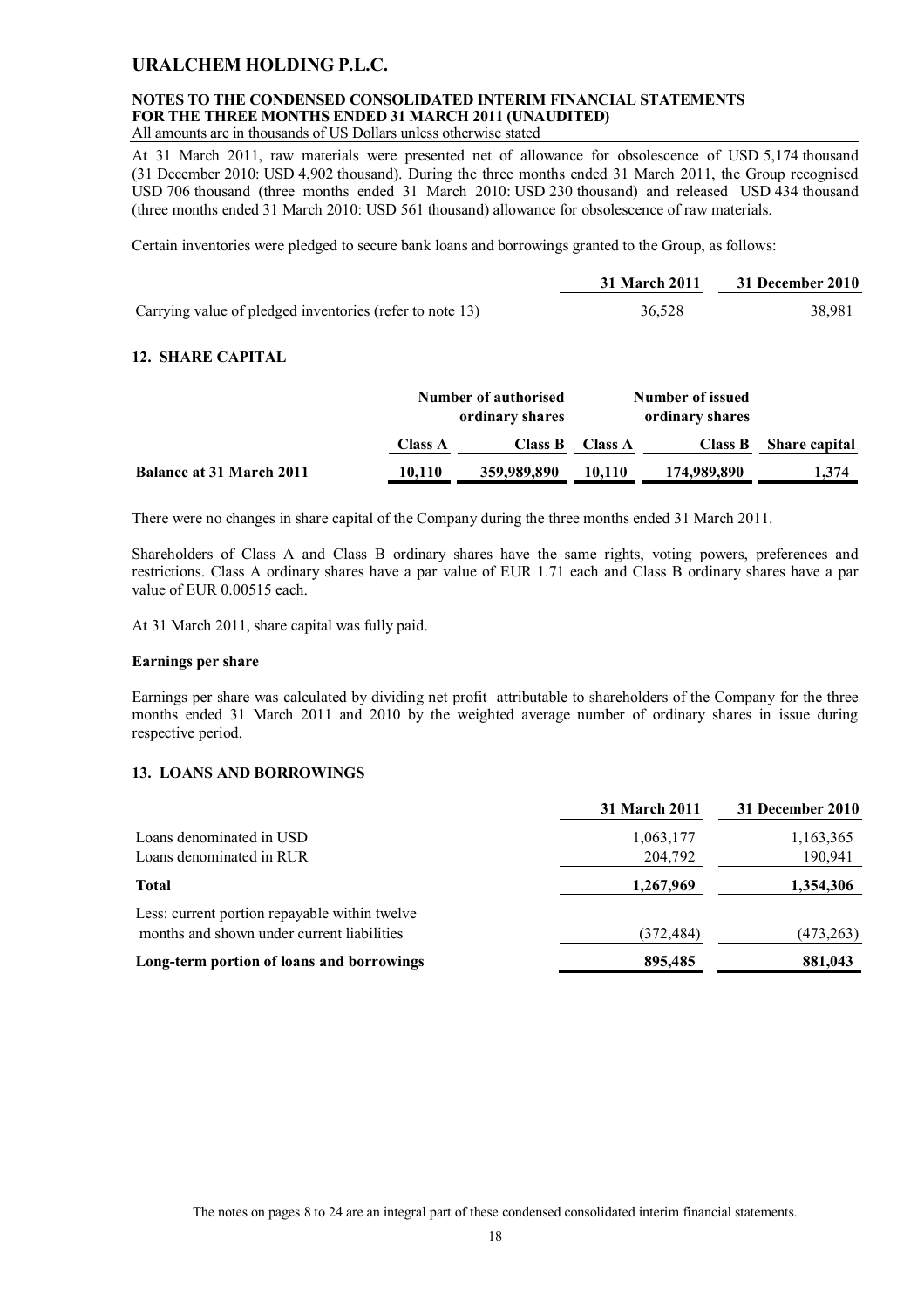At 31 March 2011, raw materials were presented net of allowance for obsolescence of USD 5,174 thousand (31 December 2010: USD 4,902 thousand). During the three months ended 31 March 2011, the Group recognised USD 706 thousand (three months ended 31 March 2010: USD 230 thousand) and released USD 434 thousand (three months ended 31 March 2010: USD 561 thousand) allowance for obsolescence of raw materials.

Certain inventories were pledged to secure bank loans and borrowings granted to the Group, as follows:

| | 31 March 2011 | 31 December 2010 |
|---|---|---|
| Carrying value of pledged inventories (refer to note 13) | 36,528 | 38,981 |

## 12. SHARE CAPITAL

| | Number of authorised ordinary shares | | Number of issued ordinary shares | | |
|---|---|---|---|---|---|
| | Class A | Class B | Class A | Class B | Share capital |
| **Balance at 31 March 2011** | **10,110** | **359,989,890** | **10,110** | **174,989,890** | **1,374** |

There were no changes in share capital of the Company during the three months ended 31 March 2011.

Shareholders of Class A and Class B ordinary shares have the same rights, voting powers, preferences and restrictions. Class A ordinary shares have a par value of EUR 1.71 each and Class B ordinary shares have a par value of EUR 0.00515 each.

At 31 March 2011, share capital was fully paid.

### Earnings per share

Earnings per share was calculated by dividing net profit attributable to shareholders of the Company for the three months ended 31 March 2011 and 2010 by the weighted average number of ordinary shares in issue during respective period.

## 13. LOANS AND BORROWINGS

| | 31 March 2011 | 31 December 2010 |
|---|---|---|
| Loans denominated in USD | 1,063,177 | 1,163,365 |
| Loans denominated in RUR | 204,792 | 190,941 |
| **Total** | **1,267,969** | **1,354,306** |
| Less: current portion repayable within twelve months and shown under current liabilities | (372,484) | (473,263) |
| **Long-term portion of loans and borrowings** | **895,485** | **881,043** |

The notes on pages 8 to 24 are an integral part of these condensed consolidated interim financial statements.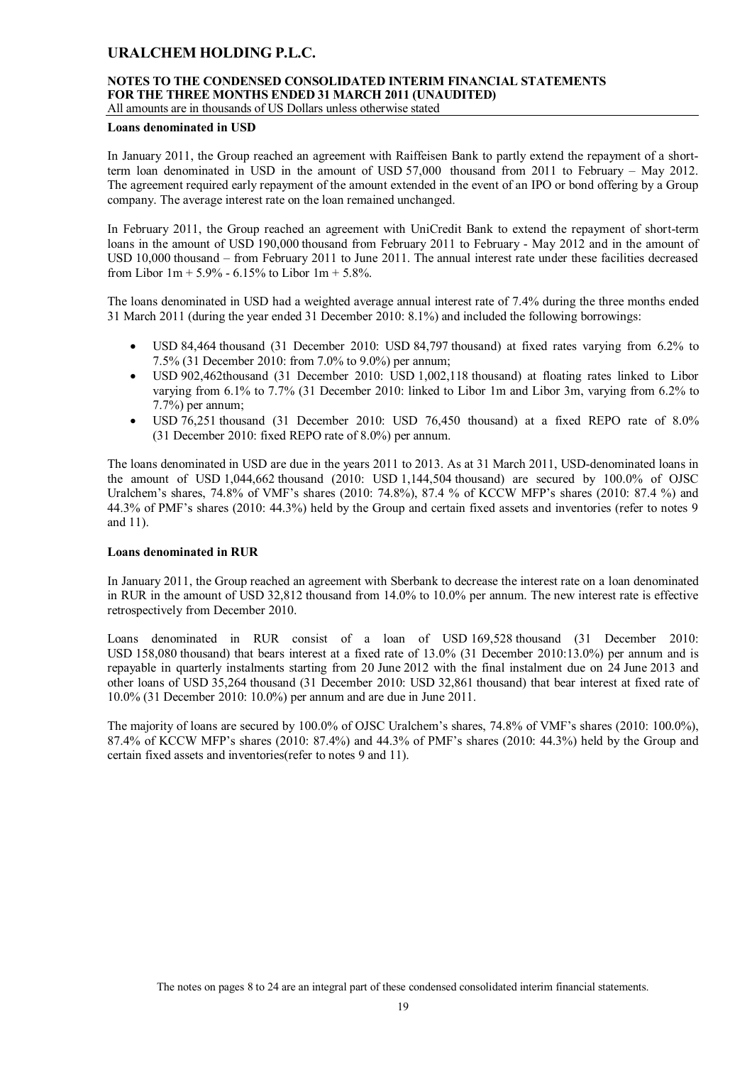**Loans denominated in USD**

In January 2011, the Group reached an agreement with Raiffeisen Bank to partly extend the repayment of a short-term loan denominated in USD in the amount of USD 57,000 thousand from 2011 to February – May 2012. The agreement required early repayment of the amount extended in the event of an IPO or bond offering by a Group company. The average interest rate on the loan remained unchanged.

In February 2011, the Group reached an agreement with UniCredit Bank to extend the repayment of short-term loans in the amount of USD 190,000 thousand from February 2011 to February - May 2012 and in the amount of USD 10,000 thousand – from February 2011 to June 2011. The annual interest rate under these facilities decreased from Libor 1m + 5.9% - 6.15% to Libor 1m + 5.8%.

The loans denominated in USD had a weighted average annual interest rate of 7.4% during the three months ended 31 March 2011 (during the year ended 31 December 2010: 8.1%) and included the following borrowings:

- USD 84,464 thousand (31 December 2010: USD 84,797 thousand) at fixed rates varying from 6.2% to 7.5% (31 December 2010: from 7.0% to 9.0%) per annum;
- USD 902,462thousand (31 December 2010: USD 1,002,118 thousand) at floating rates linked to Libor varying from 6.1% to 7.7% (31 December 2010: linked to Libor 1m and Libor 3m, varying from 6.2% to 7.7%) per annum;
- USD 76,251 thousand (31 December 2010: USD 76,450 thousand) at a fixed REPO rate of 8.0% (31 December 2010: fixed REPO rate of 8.0%) per annum.

The loans denominated in USD are due in the years 2011 to 2013. As at 31 March 2011, USD-denominated loans in the amount of USD 1,044,662 thousand (2010: USD 1,144,504 thousand) are secured by 100.0% of OJSC Uralchem's shares, 74.8% of VMF's shares (2010: 74.8%), 87.4 % of KCCW MFP's shares (2010: 87.4 %) and 44.3% of PMF's shares (2010: 44.3%) held by the Group and certain fixed assets and inventories (refer to notes 9 and 11).

**Loans denominated in RUR**

In January 2011, the Group reached an agreement with Sberbank to decrease the interest rate on a loan denominated in RUR in the amount of USD 32,812 thousand from 14.0% to 10.0% per annum. The new interest rate is effective retrospectively from December 2010.

Loans denominated in RUR consist of a loan of USD 169,528 thousand (31 December 2010: USD 158,080 thousand) that bears interest at a fixed rate of 13.0% (31 December 2010:13.0%) per annum and is repayable in quarterly instalments starting from 20 June 2012 with the final instalment due on 24 June 2013 and other loans of USD 35,264 thousand (31 December 2010: USD 32,861 thousand) that bear interest at fixed rate of 10.0% (31 December 2010: 10.0%) per annum and are due in June 2011.

The majority of loans are secured by 100.0% of OJSC Uralchem's shares, 74.8% of VMF's shares (2010: 100.0%), 87.4% of KCCW MFP's shares (2010: 87.4%) and 44.3% of PMF's shares (2010: 44.3%) held by the Group and certain fixed assets and inventories(refer to notes 9 and 11).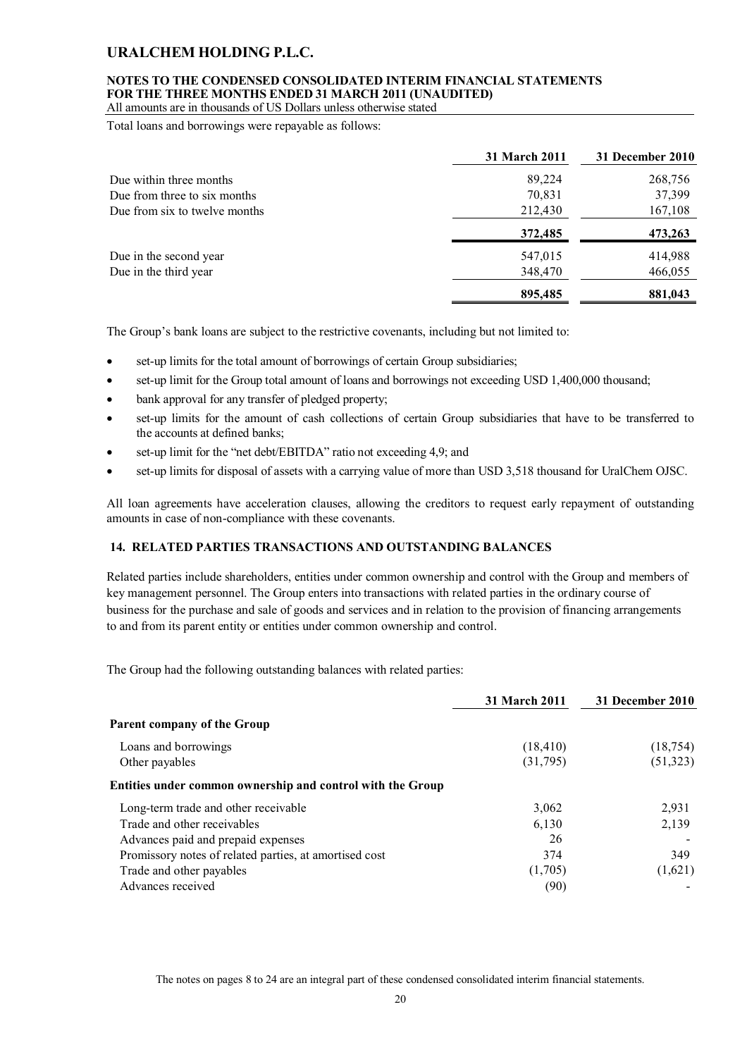Total loans and borrowings were repayable as follows:

| | 31 March 2011 | 31 December 2010 |
|---|---|---|
| Due within three months | 89,224 | 268,756 |
| Due from three to six months | 70,831 | 37,399 |
| Due from six to twelve months | 212,430 | 167,108 |
| | **372,485** | **473,263** |
| Due in the second year | 547,015 | 414,988 |
| Due in the third year | 348,470 | 466,055 |
| | **895,485** | **881,043** |

The Group's bank loans are subject to the restrictive covenants, including but not limited to:

- set-up limits for the total amount of borrowings of certain Group subsidiaries;
- set-up limit for the Group total amount of loans and borrowings not exceeding USD 1,400,000 thousand;
- bank approval for any transfer of pledged property;
- set-up limits for the amount of cash collections of certain Group subsidiaries that have to be transferred to the accounts at defined banks;
- set-up limit for the "net debt/EBITDA" ratio not exceeding 4,9; and
- set-up limits for disposal of assets with a carrying value of more than USD 3,518 thousand for UralChem OJSC.

All loan agreements have acceleration clauses, allowing the creditors to request early repayment of outstanding amounts in case of non-compliance with these covenants.

## 14. RELATED PARTIES TRANSACTIONS AND OUTSTANDING BALANCES

Related parties include shareholders, entities under common ownership and control with the Group and members of key management personnel. The Group enters into transactions with related parties in the ordinary course of business for the purchase and sale of goods and services and in relation to the provision of financing arrangements to and from its parent entity or entities under common ownership and control.

The Group had the following outstanding balances with related parties:

| | 31 March 2011 | 31 December 2010 |
|---|---|---|
| **Parent company of the Group** | | |
| Loans and borrowings | (18,410) | (18,754) |
| Other payables | (31,795) | (51,323) |
| **Entities under common ownership and control with the Group** | | |
| Long-term trade and other receivable | 3,062 | 2,931 |
| Trade and other receivables | 6,130 | 2,139 |
| Advances paid and prepaid expenses | 26 | - |
| Promissory notes of related parties, at amortised cost | 374 | 349 |
| Trade and other payables | (1,705) | (1,621) |
| Advances received | (90) | - |

The notes on pages 8 to 24 are an integral part of these condensed consolidated interim financial statements.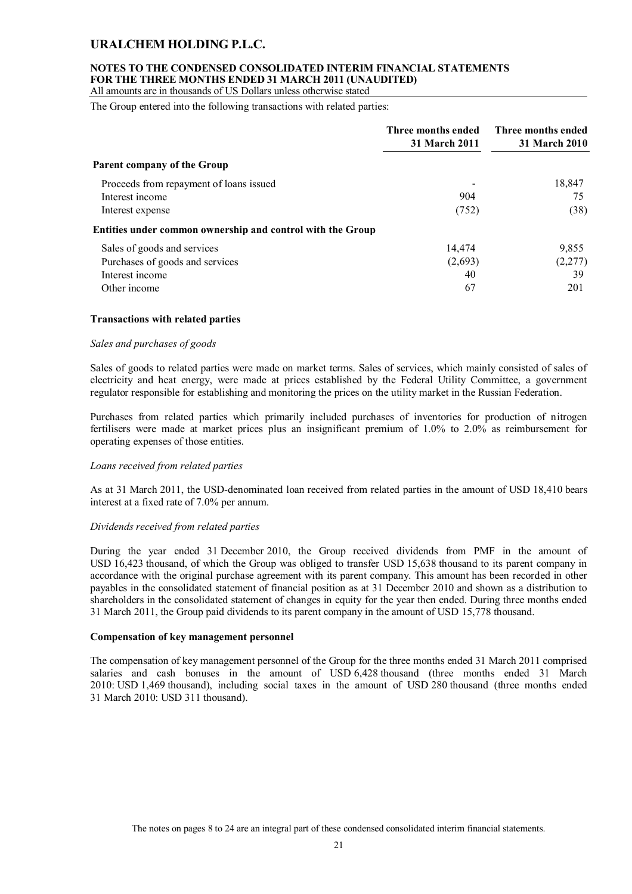The Group entered into the following transactions with related parties:

| | Three months ended 31 March 2011 | Three months ended 31 March 2010 |
|---|---|---|
| **Parent company of the Group** | | |
| Proceeds from repayment of loans issued | - | 18,847 |
| Interest income | 904 | 75 |
| Interest expense | (752) | (38) |
| **Entities under common ownership and control with the Group** | | |
| Sales of goods and services | 14,474 | 9,855 |
| Purchases of goods and services | (2,693) | (2,277) |
| Interest income | 40 | 39 |
| Other income | 67 | 201 |

**Transactions with related parties**

*Sales and purchases of goods*

Sales of goods to related parties were made on market terms. Sales of services, which mainly consisted of sales of electricity and heat energy, were made at prices established by the Federal Utility Committee, a government regulator responsible for establishing and monitoring the prices on the utility market in the Russian Federation.

Purchases from related parties which primarily included purchases of inventories for production of nitrogen fertilisers were made at market prices plus an insignificant premium of 1.0% to 2.0% as reimbursement for operating expenses of those entities.

*Loans received from related parties*

As at 31 March 2011, the USD-denominated loan received from related parties in the amount of USD 18,410 bears interest at a fixed rate of 7.0% per annum.

*Dividends received from related parties*

During the year ended 31 December 2010, the Group received dividends from PMF in the amount of USD 16,423 thousand, of which the Group was obliged to transfer USD 15,638 thousand to its parent company in accordance with the original purchase agreement with its parent company. This amount has been recorded in other payables in the consolidated statement of financial position as at 31 December 2010 and shown as a distribution to shareholders in the consolidated statement of changes in equity for the year then ended. During three months ended 31 March 2011, the Group paid dividends to its parent company in the amount of USD 15,778 thousand.

**Compensation of key management personnel**

The compensation of key management personnel of the Group for the three months ended 31 March 2011 comprised salaries and cash bonuses in the amount of USD 6,428 thousand (three months ended 31 March 2010: USD 1,469 thousand), including social taxes in the amount of USD 280 thousand (three months ended 31 March 2010: USD 311 thousand).

The notes on pages 8 to 24 are an integral part of these condensed consolidated interim financial statements.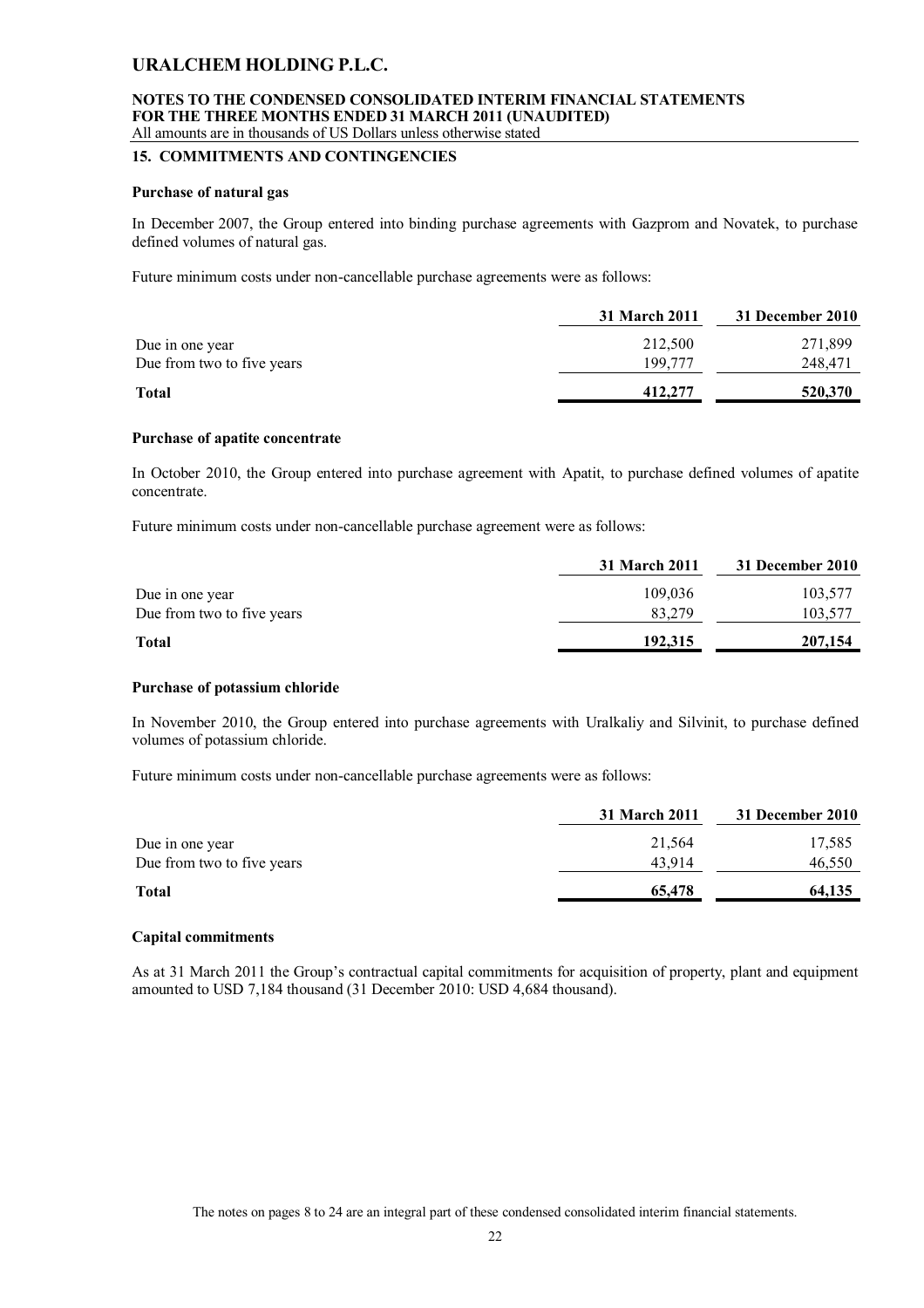## 15. COMMITMENTS AND CONTINGENCIES

### Purchase of natural gas

In December 2007, the Group entered into binding purchase agreements with Gazprom and Novatek, to purchase defined volumes of natural gas.

Future minimum costs under non-cancellable purchase agreements were as follows:

| | 31 March 2011 | 31 December 2010 |
|---|---|---|
| Due in one year | 212,500 | 271,899 |
| Due from two to five years | 199,777 | 248,471 |
| **Total** | **412,277** | **520,370** |

### Purchase of apatite concentrate

In October 2010, the Group entered into purchase agreement with Apatit, to purchase defined volumes of apatite concentrate.

Future minimum costs under non-cancellable purchase agreement were as follows:

| | 31 March 2011 | 31 December 2010 |
|---|---|---|
| Due in one year | 109,036 | 103,577 |
| Due from two to five years | 83,279 | 103,577 |
| **Total** | **192,315** | **207,154** |

### Purchase of potassium chloride

In November 2010, the Group entered into purchase agreements with Uralkaliy and Silvinit, to purchase defined volumes of potassium chloride.

Future minimum costs under non-cancellable purchase agreements were as follows:

| | 31 March 2011 | 31 December 2010 |
|---|---|---|
| Due in one year | 21,564 | 17,585 |
| Due from two to five years | 43,914 | 46,550 |
| **Total** | **65,478** | **64,135** |

### Capital commitments

As at 31 March 2011 the Group's contractual capital commitments for acquisition of property, plant and equipment amounted to USD 7,184 thousand (31 December 2010: USD 4,684 thousand).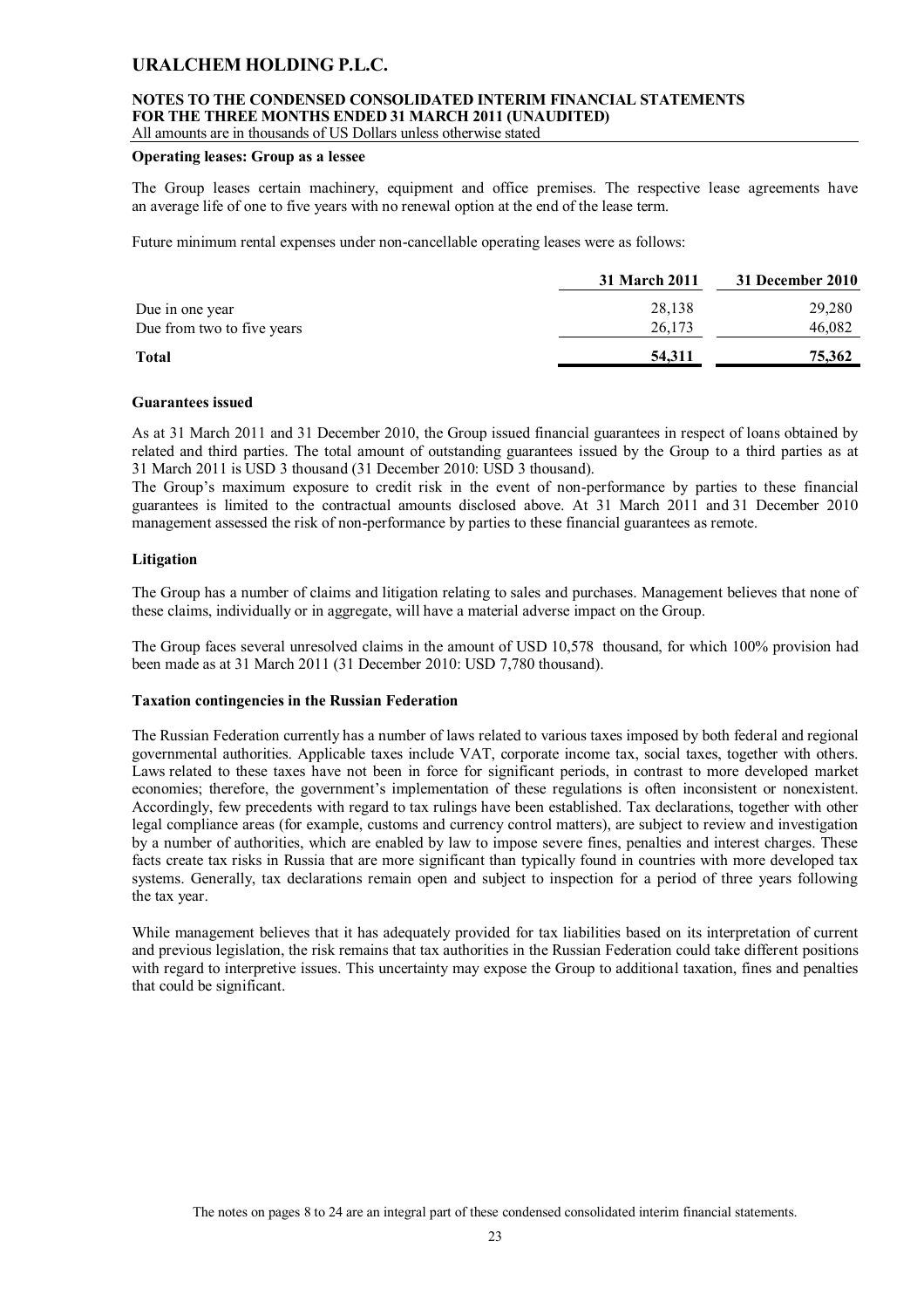#### Operating leases: Group as a lessee

The Group leases certain machinery, equipment and office premises. The respective lease agreements have an average life of one to five years with no renewal option at the end of the lease term.

Future minimum rental expenses under non-cancellable operating leases were as follows:

| | 31 March 2011 | 31 December 2010 |
|---|---|---|
| Due in one year | 28,138 | 29,280 |
| Due from two to five years | 26,173 | 46,082 |
| **Total** | **54,311** | **75,362** |

#### Guarantees issued

As at 31 March 2011 and 31 December 2010, the Group issued financial guarantees in respect of loans obtained by related and third parties. The total amount of outstanding guarantees issued by the Group to a third parties as at 31 March 2011 is USD 3 thousand (31 December 2010: USD 3 thousand).

The Group's maximum exposure to credit risk in the event of non-performance by parties to these financial guarantees is limited to the contractual amounts disclosed above. At 31 March 2011 and 31 December 2010 management assessed the risk of non-performance by parties to these financial guarantees as remote.

#### Litigation

The Group has a number of claims and litigation relating to sales and purchases. Management believes that none of these claims, individually or in aggregate, will have a material adverse impact on the Group.

The Group faces several unresolved claims in the amount of USD 10,578 thousand, for which 100% provision had been made as at 31 March 2011 (31 December 2010: USD 7,780 thousand).

#### Taxation contingencies in the Russian Federation

The Russian Federation currently has a number of laws related to various taxes imposed by both federal and regional governmental authorities. Applicable taxes include VAT, corporate income tax, social taxes, together with others. Laws related to these taxes have not been in force for significant periods, in contrast to more developed market economies; therefore, the government's implementation of these regulations is often inconsistent or nonexistent. Accordingly, few precedents with regard to tax rulings have been established. Tax declarations, together with other legal compliance areas (for example, customs and currency control matters), are subject to review and investigation by a number of authorities, which are enabled by law to impose severe fines, penalties and interest charges. These facts create tax risks in Russia that are more significant than typically found in countries with more developed tax systems. Generally, tax declarations remain open and subject to inspection for a period of three years following the tax year.

While management believes that it has adequately provided for tax liabilities based on its interpretation of current and previous legislation, the risk remains that tax authorities in the Russian Federation could take different positions with regard to interpretive issues. This uncertainty may expose the Group to additional taxation, fines and penalties that could be significant.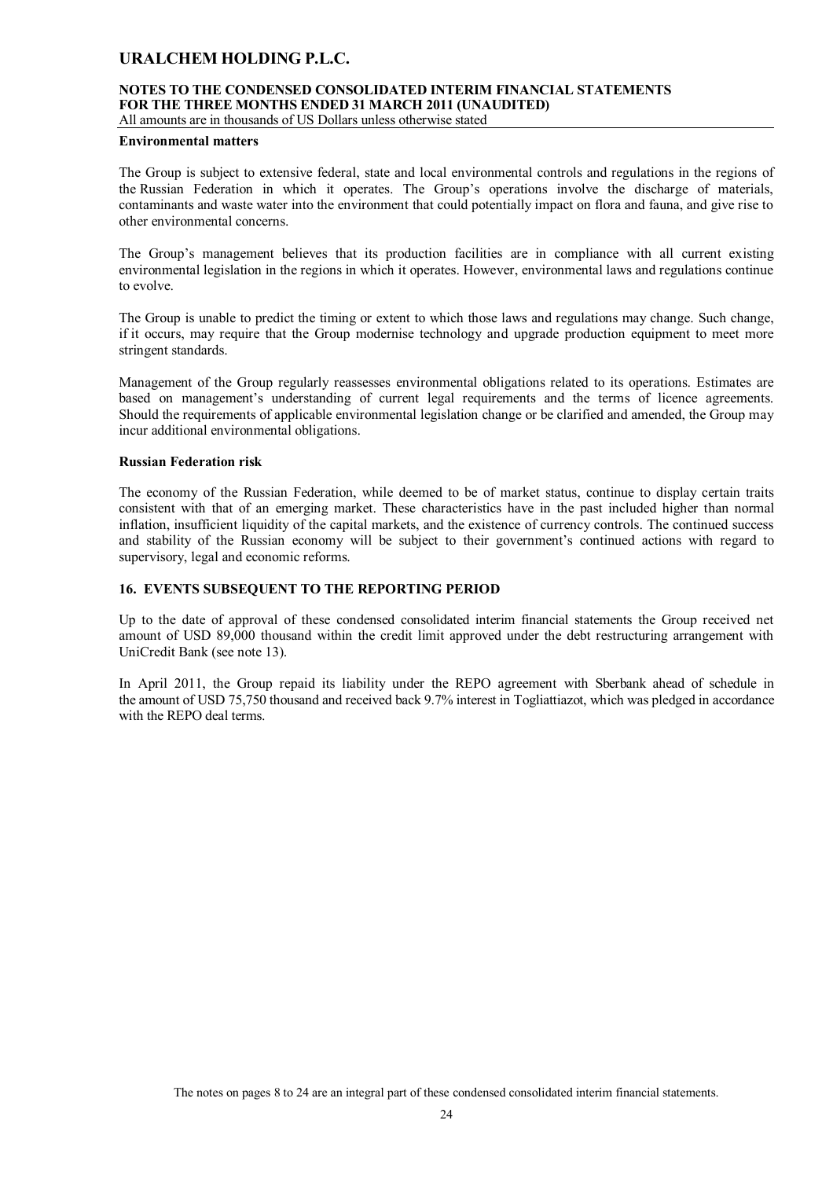**Environmental matters**

The Group is subject to extensive federal, state and local environmental controls and regulations in the regions of the Russian Federation in which it operates. The Group's operations involve the discharge of materials, contaminants and waste water into the environment that could potentially impact on flora and fauna, and give rise to other environmental concerns.

The Group's management believes that its production facilities are in compliance with all current existing environmental legislation in the regions in which it operates. However, environmental laws and regulations continue to evolve.

The Group is unable to predict the timing or extent to which those laws and regulations may change. Such change, if it occurs, may require that the Group modernise technology and upgrade production equipment to meet more stringent standards.

Management of the Group regularly reassesses environmental obligations related to its operations. Estimates are based on management's understanding of current legal requirements and the terms of licence agreements. Should the requirements of applicable environmental legislation change or be clarified and amended, the Group may incur additional environmental obligations.

**Russian Federation risk**

The economy of the Russian Federation, while deemed to be of market status, continue to display certain traits consistent with that of an emerging market. These characteristics have in the past included higher than normal inflation, insufficient liquidity of the capital markets, and the existence of currency controls. The continued success and stability of the Russian economy will be subject to their government's continued actions with regard to supervisory, legal and economic reforms.

## 16. EVENTS SUBSEQUENT TO THE REPORTING PERIOD

Up to the date of approval of these condensed consolidated interim financial statements the Group received net amount of USD 89,000 thousand within the credit limit approved under the debt restructuring arrangement with UniCredit Bank (see note 13).

In April 2011, the Group repaid its liability under the REPO agreement with Sberbank ahead of schedule in the amount of USD 75,750 thousand and received back 9.7% interest in Togliattiazot, which was pledged in accordance with the REPO deal terms.

The notes on pages 8 to 24 are an integral part of these condensed consolidated interim financial statements.